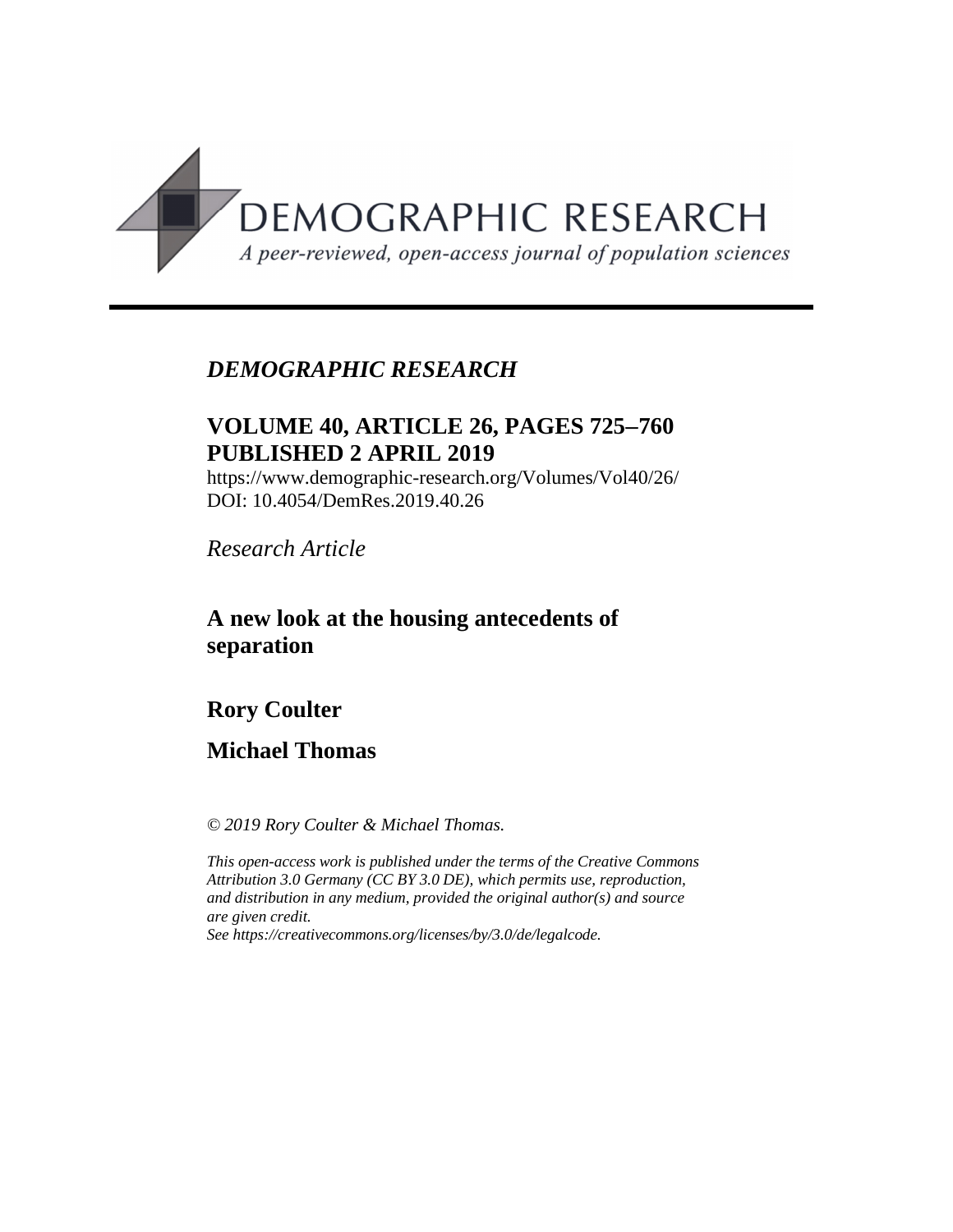*DEMOGRAPHIC RESEARCH*

**VOLUME 40, ARTICLE 26, PAGES 725–760**
**PUBLISHED 2 APRIL 2019**

https://www.demographic-research.org/Volumes/Vol40/26/
DOI: 10.4054/DemRes.2019.40.26

*Research Article*

# A new look at the housing antecedents of separation

**Rory Coulter**

**Michael Thomas**

*© 2019 Rory Coulter & Michael Thomas.*

*This open-access work is published under the terms of the Creative Commons Attribution 3.0 Germany (CC BY 3.0 DE), which permits use, reproduction, and distribution in any medium, provided the original author(s) and source are given credit.*
*See https://creativecommons.org/licenses/by/3.0/de/legalcode.*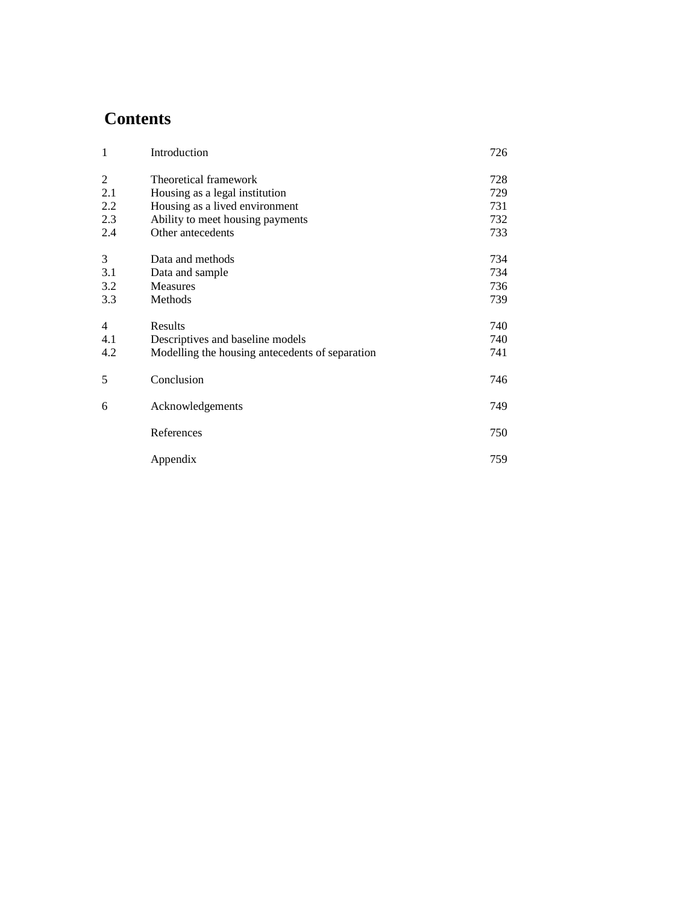# Contents

| | | |
|---|---|---|
| 1 | Introduction | 726 |
| 2 | Theoretical framework | 728 |
| 2.1 | Housing as a legal institution | 729 |
| 2.2 | Housing as a lived environment | 731 |
| 2.3 | Ability to meet housing payments | 732 |
| 2.4 | Other antecedents | 733 |
| 3 | Data and methods | 734 |
| 3.1 | Data and sample | 734 |
| 3.2 | Measures | 736 |
| 3.3 | Methods | 739 |
| 4 | Results | 740 |
| 4.1 | Descriptives and baseline models | 740 |
| 4.2 | Modelling the housing antecedents of separation | 741 |
| 5 | Conclusion | 746 |
| 6 | Acknowledgements | 749 |
| | References | 750 |
| | Appendix | 759 |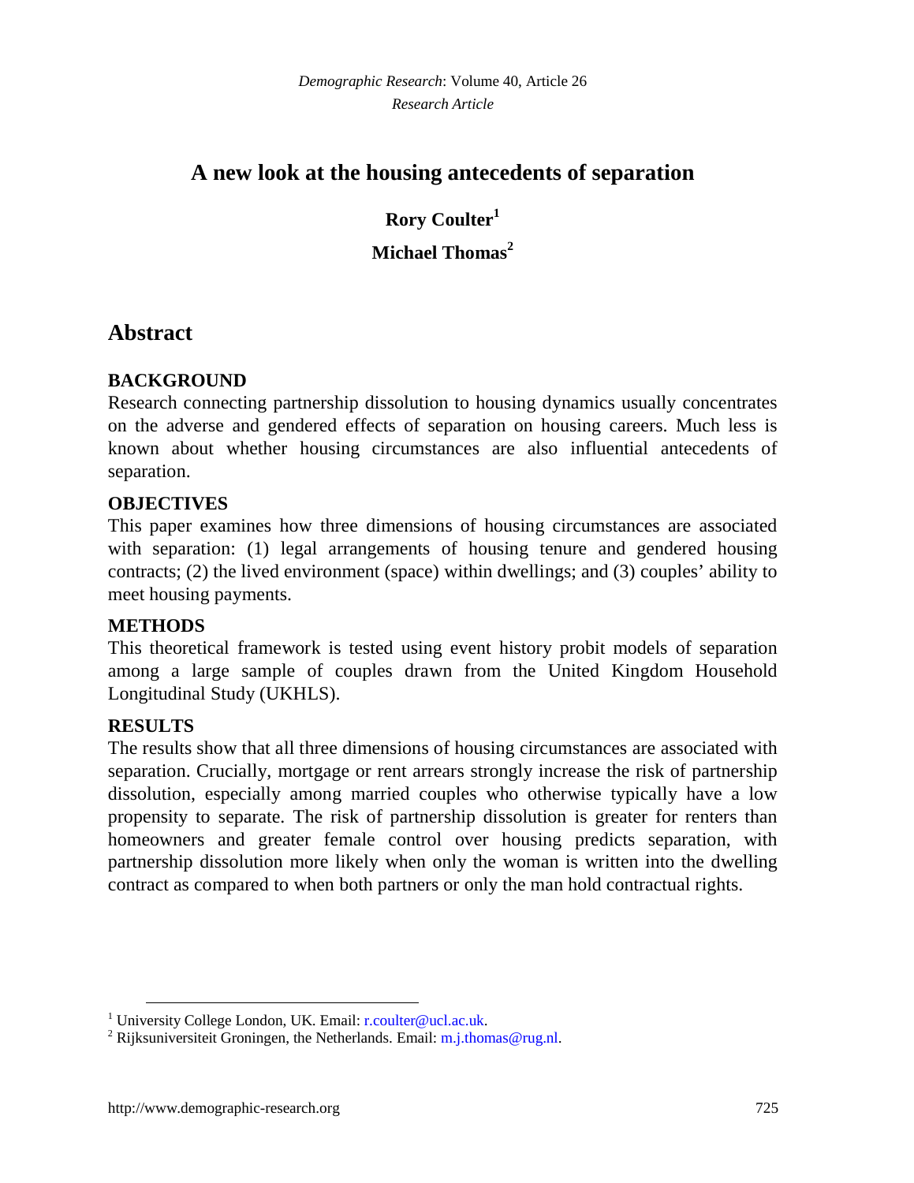*Demographic Research*: Volume 40, Article 26
*Research Article*

# A new look at the housing antecedents of separation

**Rory Coulter**[1]

**Michael Thomas**[2]

## Abstract

### BACKGROUND

Research connecting partnership dissolution to housing dynamics usually concentrates on the adverse and gendered effects of separation on housing careers. Much less is known about whether housing circumstances are also influential antecedents of separation.

### OBJECTIVES

This paper examines how three dimensions of housing circumstances are associated with separation: (1) legal arrangements of housing tenure and gendered housing contracts; (2) the lived environment (space) within dwellings; and (3) couples' ability to meet housing payments.

### METHODS

This theoretical framework is tested using event history probit models of separation among a large sample of couples drawn from the United Kingdom Household Longitudinal Study (UKHLS).

### RESULTS

The results show that all three dimensions of housing circumstances are associated with separation. Crucially, mortgage or rent arrears strongly increase the risk of partnership dissolution, especially among married couples who otherwise typically have a low propensity to separate. The risk of partnership dissolution is greater for renters than homeowners and greater female control over housing predicts separation, with partnership dissolution more likely when only the woman is written into the dwelling contract as compared to when both partners or only the man hold contractual rights.

---

[1] University College London, UK. Email: r.coulter@ucl.ac.uk.
[2] Rijksuniversiteit Groningen, the Netherlands. Email: m.j.thomas@rug.nl.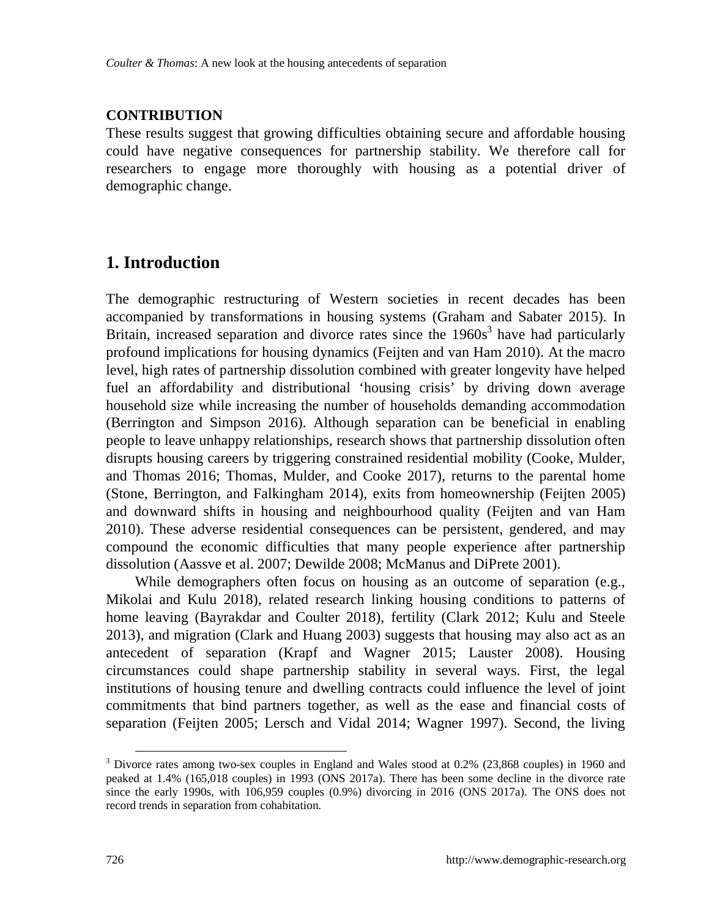**CONTRIBUTION**

These results suggest that growing difficulties obtaining secure and affordable housing could have negative consequences for partnership stability. We therefore call for researchers to engage more thoroughly with housing as a potential driver of demographic change.

## 1. Introduction

The demographic restructuring of Western societies in recent decades has been accompanied by transformations in housing systems (Graham and Sabater 2015). In Britain, increased separation and divorce rates since the 1960s[3] have had particularly profound implications for housing dynamics (Feijten and van Ham 2010). At the macro level, high rates of partnership dissolution combined with greater longevity have helped fuel an affordability and distributional 'housing crisis' by driving down average household size while increasing the number of households demanding accommodation (Berrington and Simpson 2016). Although separation can be beneficial in enabling people to leave unhappy relationships, research shows that partnership dissolution often disrupts housing careers by triggering constrained residential mobility (Cooke, Mulder, and Thomas 2016; Thomas, Mulder, and Cooke 2017), returns to the parental home (Stone, Berrington, and Falkingham 2014), exits from homeownership (Feijten 2005) and downward shifts in housing and neighbourhood quality (Feijten and van Ham 2010). These adverse residential consequences can be persistent, gendered, and may compound the economic difficulties that many people experience after partnership dissolution (Aassve et al. 2007; Dewilde 2008; McManus and DiPrete 2001).

While demographers often focus on housing as an outcome of separation (e.g., Mikolai and Kulu 2018), related research linking housing conditions to patterns of home leaving (Bayrakdar and Coulter 2018), fertility (Clark 2012; Kulu and Steele 2013), and migration (Clark and Huang 2003) suggests that housing may also act as an antecedent of separation (Krapf and Wagner 2015; Lauster 2008). Housing circumstances could shape partnership stability in several ways. First, the legal institutions of housing tenure and dwelling contracts could influence the level of joint commitments that bind partners together, as well as the ease and financial costs of separation (Feijten 2005; Lersch and Vidal 2014; Wagner 1997). Second, the living

[3] Divorce rates among two-sex couples in England and Wales stood at 0.2% (23,868 couples) in 1960 and peaked at 1.4% (165,018 couples) in 1993 (ONS 2017a). There has been some decline in the divorce rate since the early 1990s, with 106,959 couples (0.9%) divorcing in 2016 (ONS 2017a). The ONS does not record trends in separation from cohabitation.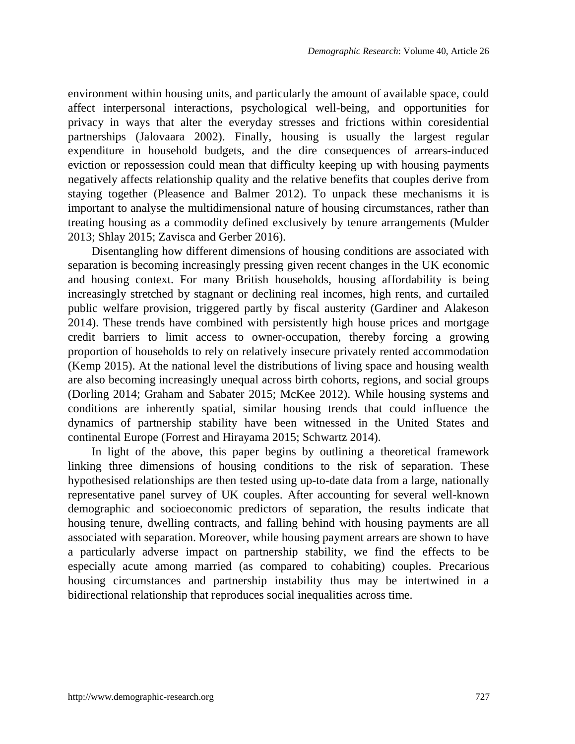environment within housing units, and particularly the amount of available space, could affect interpersonal interactions, psychological well-being, and opportunities for privacy in ways that alter the everyday stresses and frictions within coresidential partnerships (Jalovaara 2002). Finally, housing is usually the largest regular expenditure in household budgets, and the dire consequences of arrears-induced eviction or repossession could mean that difficulty keeping up with housing payments negatively affects relationship quality and the relative benefits that couples derive from staying together (Pleasence and Balmer 2012). To unpack these mechanisms it is important to analyse the multidimensional nature of housing circumstances, rather than treating housing as a commodity defined exclusively by tenure arrangements (Mulder 2013; Shlay 2015; Zavisca and Gerber 2016).

Disentangling how different dimensions of housing conditions are associated with separation is becoming increasingly pressing given recent changes in the UK economic and housing context. For many British households, housing affordability is being increasingly stretched by stagnant or declining real incomes, high rents, and curtailed public welfare provision, triggered partly by fiscal austerity (Gardiner and Alakeson 2014). These trends have combined with persistently high house prices and mortgage credit barriers to limit access to owner-occupation, thereby forcing a growing proportion of households to rely on relatively insecure privately rented accommodation (Kemp 2015). At the national level the distributions of living space and housing wealth are also becoming increasingly unequal across birth cohorts, regions, and social groups (Dorling 2014; Graham and Sabater 2015; McKee 2012). While housing systems and conditions are inherently spatial, similar housing trends that could influence the dynamics of partnership stability have been witnessed in the United States and continental Europe (Forrest and Hirayama 2015; Schwartz 2014).

In light of the above, this paper begins by outlining a theoretical framework linking three dimensions of housing conditions to the risk of separation. These hypothesised relationships are then tested using up-to-date data from a large, nationally representative panel survey of UK couples. After accounting for several well-known demographic and socioeconomic predictors of separation, the results indicate that housing tenure, dwelling contracts, and falling behind with housing payments are all associated with separation. Moreover, while housing payment arrears are shown to have a particularly adverse impact on partnership stability, we find the effects to be especially acute among married (as compared to cohabiting) couples. Precarious housing circumstances and partnership instability thus may be intertwined in a bidirectional relationship that reproduces social inequalities across time.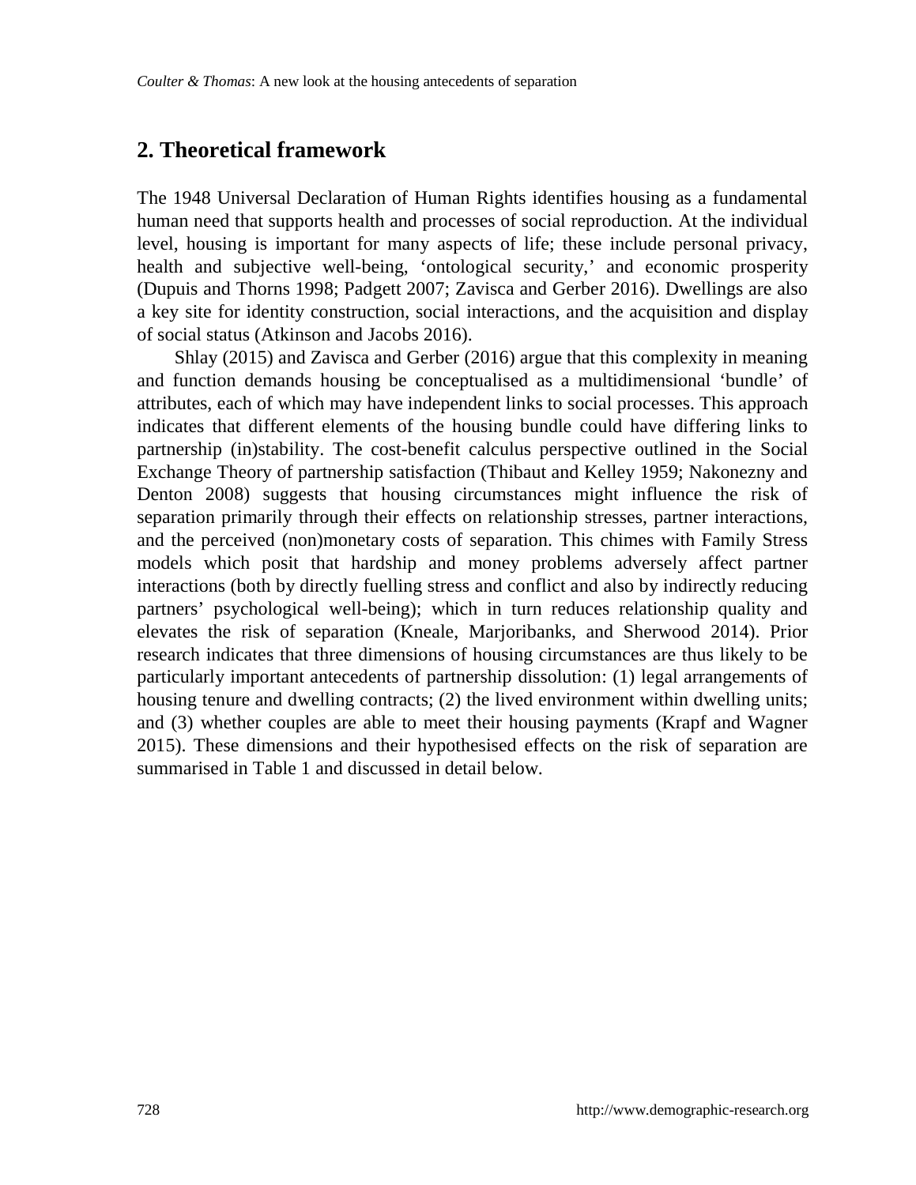## 2. Theoretical framework

The 1948 Universal Declaration of Human Rights identifies housing as a fundamental human need that supports health and processes of social reproduction. At the individual level, housing is important for many aspects of life; these include personal privacy, health and subjective well-being, 'ontological security,' and economic prosperity (Dupuis and Thorns 1998; Padgett 2007; Zavisca and Gerber 2016). Dwellings are also a key site for identity construction, social interactions, and the acquisition and display of social status (Atkinson and Jacobs 2016).

Shlay (2015) and Zavisca and Gerber (2016) argue that this complexity in meaning and function demands housing be conceptualised as a multidimensional 'bundle' of attributes, each of which may have independent links to social processes. This approach indicates that different elements of the housing bundle could have differing links to partnership (in)stability. The cost-benefit calculus perspective outlined in the Social Exchange Theory of partnership satisfaction (Thibaut and Kelley 1959; Nakonezny and Denton 2008) suggests that housing circumstances might influence the risk of separation primarily through their effects on relationship stresses, partner interactions, and the perceived (non)monetary costs of separation. This chimes with Family Stress models which posit that hardship and money problems adversely affect partner interactions (both by directly fuelling stress and conflict and also by indirectly reducing partners' psychological well-being); which in turn reduces relationship quality and elevates the risk of separation (Kneale, Marjoribanks, and Sherwood 2014). Prior research indicates that three dimensions of housing circumstances are thus likely to be particularly important antecedents of partnership dissolution: (1) legal arrangements of housing tenure and dwelling contracts; (2) the lived environment within dwelling units; and (3) whether couples are able to meet their housing payments (Krapf and Wagner 2015). These dimensions and their hypothesised effects on the risk of separation are summarised in Table 1 and discussed in detail below.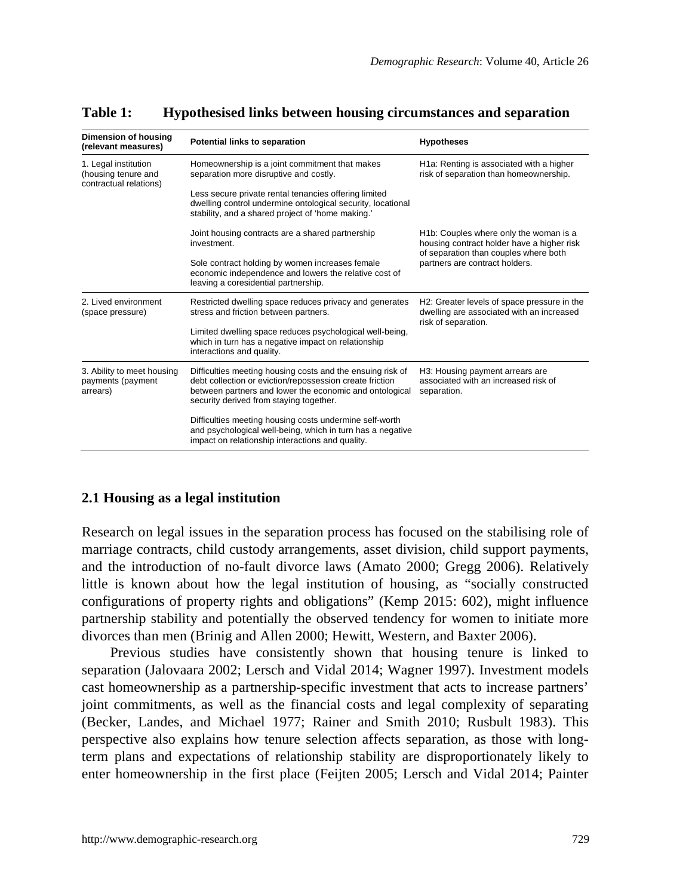**Table 1: Hypothesised links between housing circumstances and separation**

| Dimension of housing (relevant measures) | Potential links to separation | Hypotheses |
|---|---|---|
| 1. Legal institution (housing tenure and contractual relations) | Homeownership is a joint commitment that makes separation more disruptive and costly. | H1a: Renting is associated with a higher risk of separation than homeownership. |
| | Less secure private rental tenancies offering limited dwelling control undermine ontological security, locational stability, and a shared project of 'home making.' | |
| | Joint housing contracts are a shared partnership investment. | H1b: Couples where only the woman is a housing contract holder have a higher risk of separation than couples where both partners are contract holders. |
| | Sole contract holding by women increases female economic independence and lowers the relative cost of leaving a coresidential partnership. | |
| 2. Lived environment (space pressure) | Restricted dwelling space reduces privacy and generates stress and friction between partners. | H2: Greater levels of space pressure in the dwelling are associated with an increased risk of separation. |
| | Limited dwelling space reduces psychological well-being, which in turn has a negative impact on relationship interactions and quality. | |
| 3. Ability to meet housing payments (payment arrears) | Difficulties meeting housing costs and the ensuing risk of debt collection or eviction/repossession create friction between partners and lower the economic and ontological security derived from staying together. | H3: Housing payment arrears are associated with an increased risk of separation. |
| | Difficulties meeting housing costs undermine self-worth and psychological well-being, which in turn has a negative impact on relationship interactions and quality. | |

## 2.1 Housing as a legal institution

Research on legal issues in the separation process has focused on the stabilising role of marriage contracts, child custody arrangements, asset division, child support payments, and the introduction of no-fault divorce laws (Amato 2000; Gregg 2006). Relatively little is known about how the legal institution of housing, as "socially constructed configurations of property rights and obligations" (Kemp 2015: 602), might influence partnership stability and potentially the observed tendency for women to initiate more divorces than men (Brinig and Allen 2000; Hewitt, Western, and Baxter 2006).

Previous studies have consistently shown that housing tenure is linked to separation (Jalovaara 2002; Lersch and Vidal 2014; Wagner 1997). Investment models cast homeownership as a partnership-specific investment that acts to increase partners' joint commitments, as well as the financial costs and legal complexity of separating (Becker, Landes, and Michael 1977; Rainer and Smith 2010; Rusbult 1983). This perspective also explains how tenure selection affects separation, as those with long-term plans and expectations of relationship stability are disproportionately likely to enter homeownership in the first place (Feijten 2005; Lersch and Vidal 2014; Painter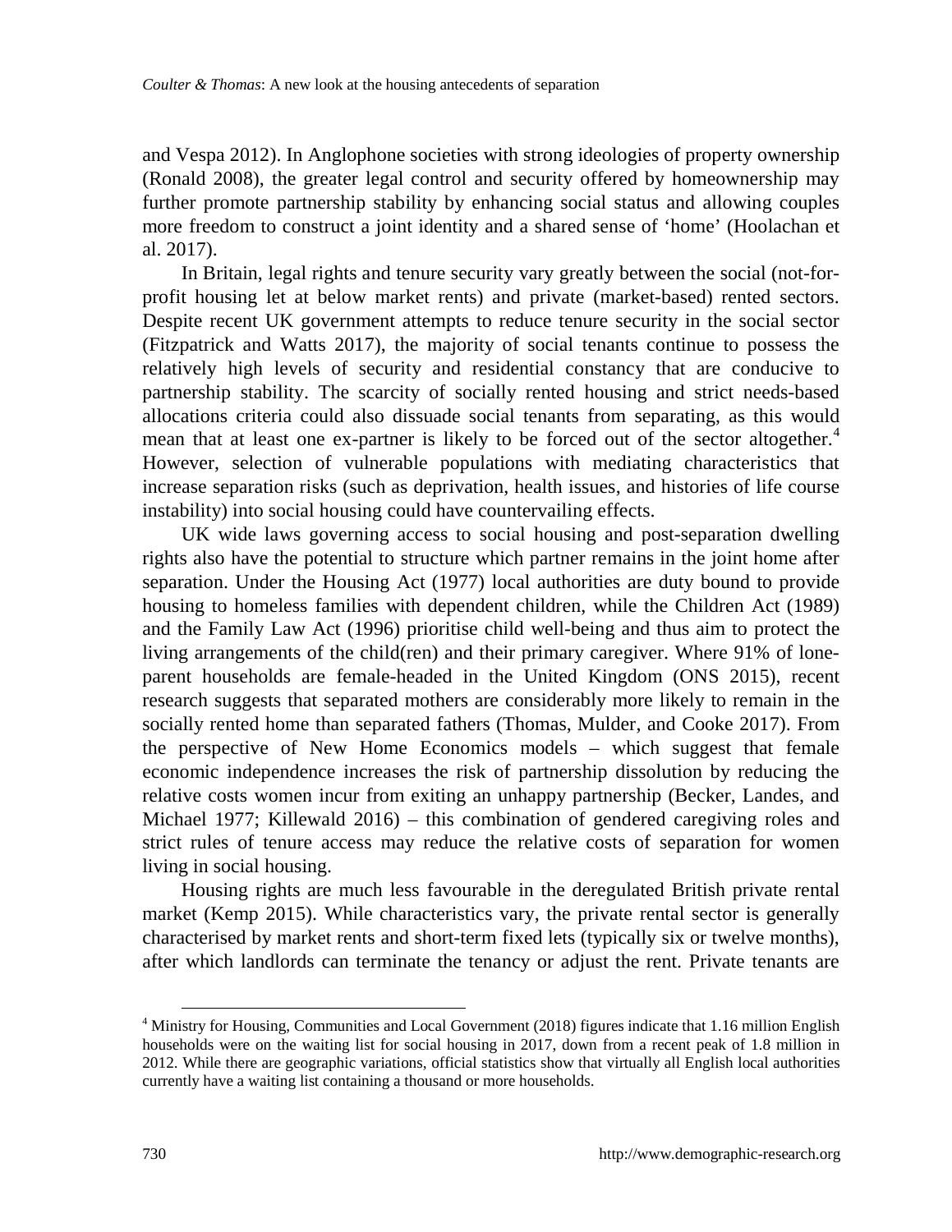and Vespa 2012). In Anglophone societies with strong ideologies of property ownership (Ronald 2008), the greater legal control and security offered by homeownership may further promote partnership stability by enhancing social status and allowing couples more freedom to construct a joint identity and a shared sense of 'home' (Hoolachan et al. 2017).

In Britain, legal rights and tenure security vary greatly between the social (not-for-profit housing let at below market rents) and private (market-based) rented sectors. Despite recent UK government attempts to reduce tenure security in the social sector (Fitzpatrick and Watts 2017), the majority of social tenants continue to possess the relatively high levels of security and residential constancy that are conducive to partnership stability. The scarcity of socially rented housing and strict needs-based allocations criteria could also dissuade social tenants from separating, as this would mean that at least one ex-partner is likely to be forced out of the sector altogether.[4] However, selection of vulnerable populations with mediating characteristics that increase separation risks (such as deprivation, health issues, and histories of life course instability) into social housing could have countervailing effects.

UK wide laws governing access to social housing and post-separation dwelling rights also have the potential to structure which partner remains in the joint home after separation. Under the Housing Act (1977) local authorities are duty bound to provide housing to homeless families with dependent children, while the Children Act (1989) and the Family Law Act (1996) prioritise child well-being and thus aim to protect the living arrangements of the child(ren) and their primary caregiver. Where 91% of lone-parent households are female-headed in the United Kingdom (ONS 2015), recent research suggests that separated mothers are considerably more likely to remain in the socially rented home than separated fathers (Thomas, Mulder, and Cooke 2017). From the perspective of New Home Economics models – which suggest that female economic independence increases the risk of partnership dissolution by reducing the relative costs women incur from exiting an unhappy partnership (Becker, Landes, and Michael 1977; Killewald 2016) – this combination of gendered caregiving roles and strict rules of tenure access may reduce the relative costs of separation for women living in social housing.

Housing rights are much less favourable in the deregulated British private rental market (Kemp 2015). While characteristics vary, the private rental sector is generally characterised by market rents and short-term fixed lets (typically six or twelve months), after which landlords can terminate the tenancy or adjust the rent. Private tenants are

[4] Ministry for Housing, Communities and Local Government (2018) figures indicate that 1.16 million English households were on the waiting list for social housing in 2017, down from a recent peak of 1.8 million in 2012. While there are geographic variations, official statistics show that virtually all English local authorities currently have a waiting list containing a thousand or more households.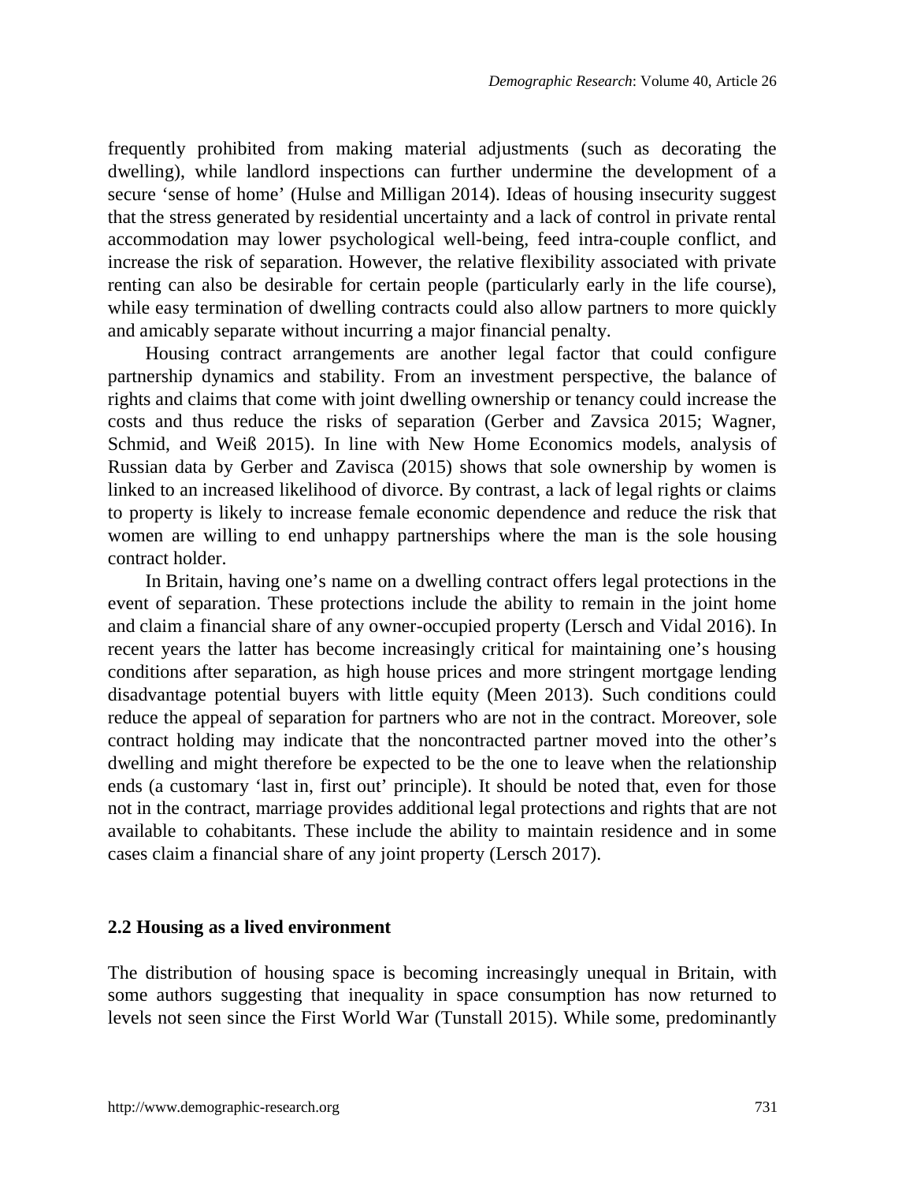frequently prohibited from making material adjustments (such as decorating the dwelling), while landlord inspections can further undermine the development of a secure 'sense of home' (Hulse and Milligan 2014). Ideas of housing insecurity suggest that the stress generated by residential uncertainty and a lack of control in private rental accommodation may lower psychological well-being, feed intra-couple conflict, and increase the risk of separation. However, the relative flexibility associated with private renting can also be desirable for certain people (particularly early in the life course), while easy termination of dwelling contracts could also allow partners to more quickly and amicably separate without incurring a major financial penalty.

Housing contract arrangements are another legal factor that could configure partnership dynamics and stability. From an investment perspective, the balance of rights and claims that come with joint dwelling ownership or tenancy could increase the costs and thus reduce the risks of separation (Gerber and Zavsica 2015; Wagner, Schmid, and Weiß 2015). In line with New Home Economics models, analysis of Russian data by Gerber and Zavisca (2015) shows that sole ownership by women is linked to an increased likelihood of divorce. By contrast, a lack of legal rights or claims to property is likely to increase female economic dependence and reduce the risk that women are willing to end unhappy partnerships where the man is the sole housing contract holder.

In Britain, having one's name on a dwelling contract offers legal protections in the event of separation. These protections include the ability to remain in the joint home and claim a financial share of any owner-occupied property (Lersch and Vidal 2016). In recent years the latter has become increasingly critical for maintaining one's housing conditions after separation, as high house prices and more stringent mortgage lending disadvantage potential buyers with little equity (Meen 2013). Such conditions could reduce the appeal of separation for partners who are not in the contract. Moreover, sole contract holding may indicate that the noncontracted partner moved into the other's dwelling and might therefore be expected to be the one to leave when the relationship ends (a customary 'last in, first out' principle). It should be noted that, even for those not in the contract, marriage provides additional legal protections and rights that are not available to cohabitants. These include the ability to maintain residence and in some cases claim a financial share of any joint property (Lersch 2017).

### 2.2 Housing as a lived environment

The distribution of housing space is becoming increasingly unequal in Britain, with some authors suggesting that inequality in space consumption has now returned to levels not seen since the First World War (Tunstall 2015). While some, predominantly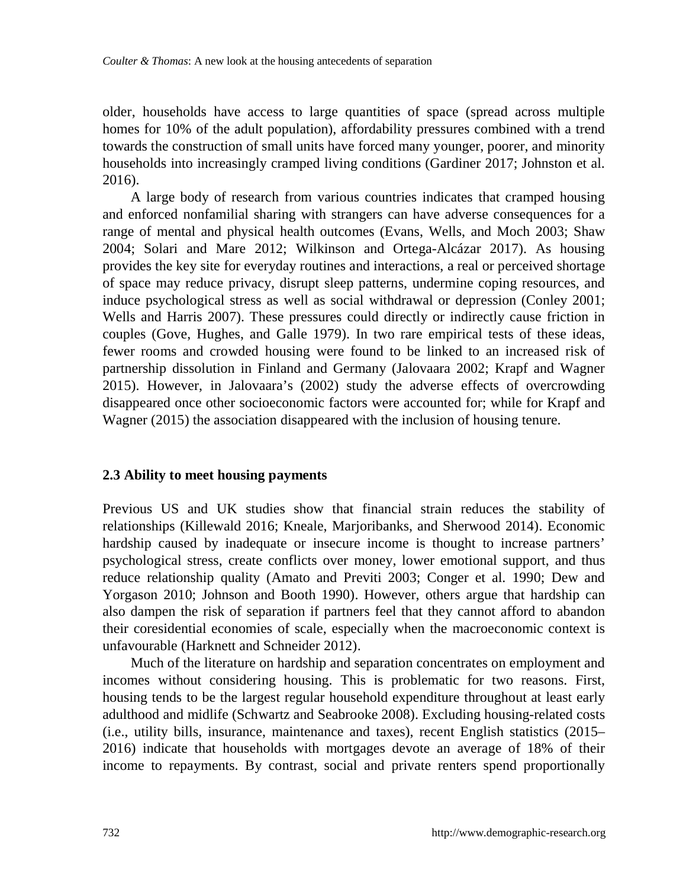older, households have access to large quantities of space (spread across multiple homes for 10% of the adult population), affordability pressures combined with a trend towards the construction of small units have forced many younger, poorer, and minority households into increasingly cramped living conditions (Gardiner 2017; Johnston et al. 2016).

A large body of research from various countries indicates that cramped housing and enforced nonfamilial sharing with strangers can have adverse consequences for a range of mental and physical health outcomes (Evans, Wells, and Moch 2003; Shaw 2004; Solari and Mare 2012; Wilkinson and Ortega-Alcázar 2017). As housing provides the key site for everyday routines and interactions, a real or perceived shortage of space may reduce privacy, disrupt sleep patterns, undermine coping resources, and induce psychological stress as well as social withdrawal or depression (Conley 2001; Wells and Harris 2007). These pressures could directly or indirectly cause friction in couples (Gove, Hughes, and Galle 1979). In two rare empirical tests of these ideas, fewer rooms and crowded housing were found to be linked to an increased risk of partnership dissolution in Finland and Germany (Jalovaara 2002; Krapf and Wagner 2015). However, in Jalovaara's (2002) study the adverse effects of overcrowding disappeared once other socioeconomic factors were accounted for; while for Krapf and Wagner (2015) the association disappeared with the inclusion of housing tenure.

### 2.3 Ability to meet housing payments

Previous US and UK studies show that financial strain reduces the stability of relationships (Killewald 2016; Kneale, Marjoribanks, and Sherwood 2014). Economic hardship caused by inadequate or insecure income is thought to increase partners' psychological stress, create conflicts over money, lower emotional support, and thus reduce relationship quality (Amato and Previti 2003; Conger et al. 1990; Dew and Yorgason 2010; Johnson and Booth 1990). However, others argue that hardship can also dampen the risk of separation if partners feel that they cannot afford to abandon their coresidential economies of scale, especially when the macroeconomic context is unfavourable (Harknett and Schneider 2012).

Much of the literature on hardship and separation concentrates on employment and incomes without considering housing. This is problematic for two reasons. First, housing tends to be the largest regular household expenditure throughout at least early adulthood and midlife (Schwartz and Seabrooke 2008). Excluding housing-related costs (i.e., utility bills, insurance, maintenance and taxes), recent English statistics (2015–2016) indicate that households with mortgages devote an average of 18% of their income to repayments. By contrast, social and private renters spend proportionally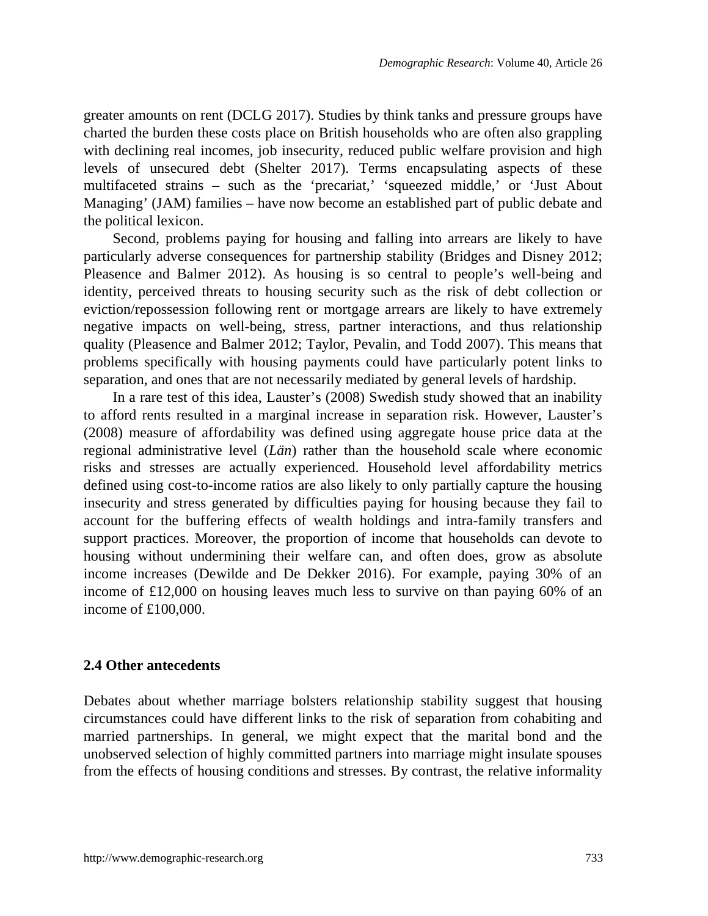greater amounts on rent (DCLG 2017). Studies by think tanks and pressure groups have charted the burden these costs place on British households who are often also grappling with declining real incomes, job insecurity, reduced public welfare provision and high levels of unsecured debt (Shelter 2017). Terms encapsulating aspects of these multifaceted strains – such as the 'precariat,' 'squeezed middle,' or 'Just About Managing' (JAM) families – have now become an established part of public debate and the political lexicon.

Second, problems paying for housing and falling into arrears are likely to have particularly adverse consequences for partnership stability (Bridges and Disney 2012; Pleasence and Balmer 2012). As housing is so central to people's well-being and identity, perceived threats to housing security such as the risk of debt collection or eviction/repossession following rent or mortgage arrears are likely to have extremely negative impacts on well-being, stress, partner interactions, and thus relationship quality (Pleasence and Balmer 2012; Taylor, Pevalin, and Todd 2007). This means that problems specifically with housing payments could have particularly potent links to separation, and ones that are not necessarily mediated by general levels of hardship.

In a rare test of this idea, Lauster's (2008) Swedish study showed that an inability to afford rents resulted in a marginal increase in separation risk. However, Lauster's (2008) measure of affordability was defined using aggregate house price data at the regional administrative level (*Län*) rather than the household scale where economic risks and stresses are actually experienced. Household level affordability metrics defined using cost-to-income ratios are also likely to only partially capture the housing insecurity and stress generated by difficulties paying for housing because they fail to account for the buffering effects of wealth holdings and intra-family transfers and support practices. Moreover, the proportion of income that households can devote to housing without undermining their welfare can, and often does, grow as absolute income increases (Dewilde and De Dekker 2016). For example, paying 30% of an income of £12,000 on housing leaves much less to survive on than paying 60% of an income of £100,000.

### 2.4 Other antecedents

Debates about whether marriage bolsters relationship stability suggest that housing circumstances could have different links to the risk of separation from cohabiting and married partnerships. In general, we might expect that the marital bond and the unobserved selection of highly committed partners into marriage might insulate spouses from the effects of housing conditions and stresses. By contrast, the relative informality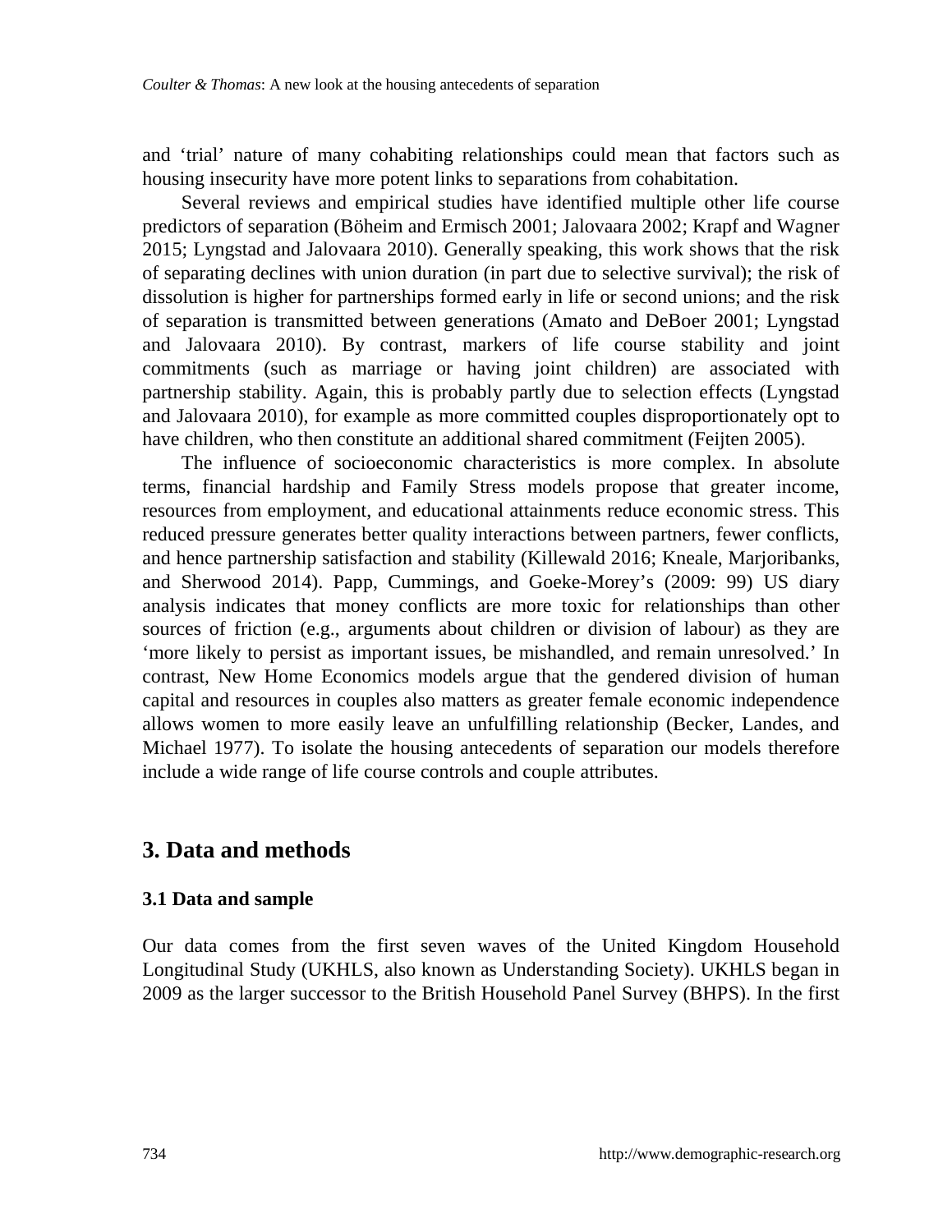and 'trial' nature of many cohabiting relationships could mean that factors such as housing insecurity have more potent links to separations from cohabitation.

Several reviews and empirical studies have identified multiple other life course predictors of separation (Böheim and Ermisch 2001; Jalovaara 2002; Krapf and Wagner 2015; Lyngstad and Jalovaara 2010). Generally speaking, this work shows that the risk of separating declines with union duration (in part due to selective survival); the risk of dissolution is higher for partnerships formed early in life or second unions; and the risk of separation is transmitted between generations (Amato and DeBoer 2001; Lyngstad and Jalovaara 2010). By contrast, markers of life course stability and joint commitments (such as marriage or having joint children) are associated with partnership stability. Again, this is probably partly due to selection effects (Lyngstad and Jalovaara 2010), for example as more committed couples disproportionately opt to have children, who then constitute an additional shared commitment (Feijten 2005).

The influence of socioeconomic characteristics is more complex. In absolute terms, financial hardship and Family Stress models propose that greater income, resources from employment, and educational attainments reduce economic stress. This reduced pressure generates better quality interactions between partners, fewer conflicts, and hence partnership satisfaction and stability (Killewald 2016; Kneale, Marjoribanks, and Sherwood 2014). Papp, Cummings, and Goeke-Morey's (2009: 99) US diary analysis indicates that money conflicts are more toxic for relationships than other sources of friction (e.g., arguments about children or division of labour) as they are 'more likely to persist as important issues, be mishandled, and remain unresolved.' In contrast, New Home Economics models argue that the gendered division of human capital and resources in couples also matters as greater female economic independence allows women to more easily leave an unfulfilling relationship (Becker, Landes, and Michael 1977). To isolate the housing antecedents of separation our models therefore include a wide range of life course controls and couple attributes.

## 3. Data and methods

### 3.1 Data and sample

Our data comes from the first seven waves of the United Kingdom Household Longitudinal Study (UKHLS, also known as Understanding Society). UKHLS began in 2009 as the larger successor to the British Household Panel Survey (BHPS). In the first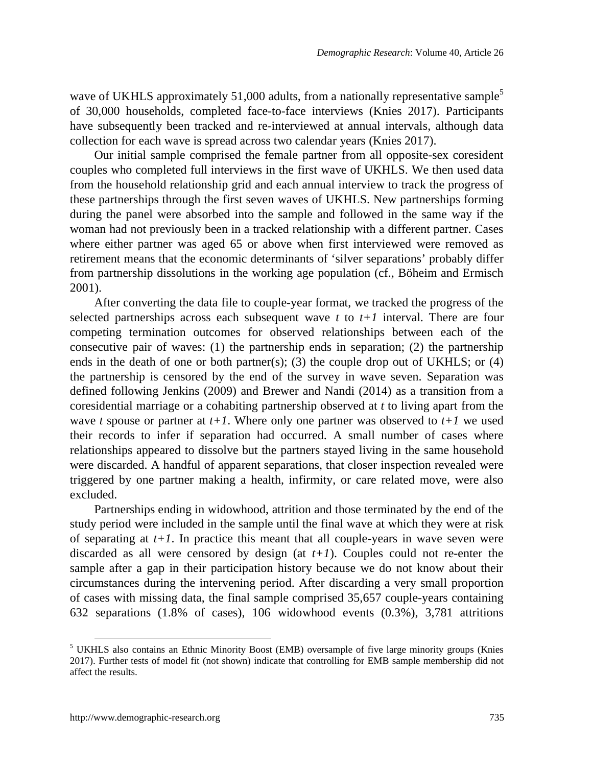wave of UKHLS approximately 51,000 adults, from a nationally representative sample[5] of 30,000 households, completed face-to-face interviews (Knies 2017). Participants have subsequently been tracked and re-interviewed at annual intervals, although data collection for each wave is spread across two calendar years (Knies 2017).

Our initial sample comprised the female partner from all opposite-sex coresident couples who completed full interviews in the first wave of UKHLS. We then used data from the household relationship grid and each annual interview to track the progress of these partnerships through the first seven waves of UKHLS. New partnerships forming during the panel were absorbed into the sample and followed in the same way if the woman had not previously been in a tracked relationship with a different partner. Cases where either partner was aged 65 or above when first interviewed were removed as retirement means that the economic determinants of 'silver separations' probably differ from partnership dissolutions in the working age population (cf., Böheim and Ermisch 2001).

After converting the data file to couple-year format, we tracked the progress of the selected partnerships across each subsequent wave $t$ to $t+1$ interval. There are four competing termination outcomes for observed relationships between each of the consecutive pair of waves: (1) the partnership ends in separation; (2) the partnership ends in the death of one or both partner(s); (3) the couple drop out of UKHLS; or (4) the partnership is censored by the end of the survey in wave seven. Separation was defined following Jenkins (2009) and Brewer and Nandi (2014) as a transition from a coresidential marriage or a cohabiting partnership observed at $t$ to living apart from the wave $t$ spouse or partner at $t+1$. Where only one partner was observed to $t+1$ we used their records to infer if separation had occurred. A small number of cases where relationships appeared to dissolve but the partners stayed living in the same household were discarded. A handful of apparent separations, that closer inspection revealed were triggered by one partner making a health, infirmity, or care related move, were also excluded.

Partnerships ending in widowhood, attrition and those terminated by the end of the study period were included in the sample until the final wave at which they were at risk of separating at $t+1$. In practice this meant that all couple-years in wave seven were discarded as all were censored by design (at $t+1$). Couples could not re-enter the sample after a gap in their participation history because we do not know about their circumstances during the intervening period. After discarding a very small proportion of cases with missing data, the final sample comprised 35,657 couple-years containing 632 separations (1.8% of cases), 106 widowhood events (0.3%), 3,781 attritions

[5] UKHLS also contains an Ethnic Minority Boost (EMB) oversample of five large minority groups (Knies 2017). Further tests of model fit (not shown) indicate that controlling for EMB sample membership did not affect the results.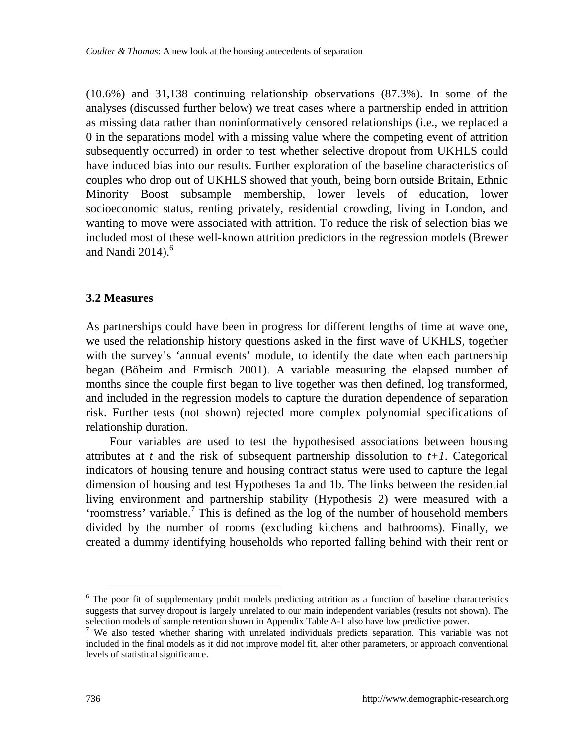(10.6%) and 31,138 continuing relationship observations (87.3%). In some of the analyses (discussed further below) we treat cases where a partnership ended in attrition as missing data rather than noninformatively censored relationships (i.e., we replaced a 0 in the separations model with a missing value where the competing event of attrition subsequently occurred) in order to test whether selective dropout from UKHLS could have induced bias into our results. Further exploration of the baseline characteristics of couples who drop out of UKHLS showed that youth, being born outside Britain, Ethnic Minority Boost subsample membership, lower levels of education, lower socioeconomic status, renting privately, residential crowding, living in London, and wanting to move were associated with attrition. To reduce the risk of selection bias we included most of these well-known attrition predictors in the regression models (Brewer and Nandi 2014).[6]

### 3.2 Measures

As partnerships could have been in progress for different lengths of time at wave one, we used the relationship history questions asked in the first wave of UKHLS, together with the survey's 'annual events' module, to identify the date when each partnership began (Böheim and Ermisch 2001). A variable measuring the elapsed number of months since the couple first began to live together was then defined, log transformed, and included in the regression models to capture the duration dependence of separation risk. Further tests (not shown) rejected more complex polynomial specifications of relationship duration.

Four variables are used to test the hypothesised associations between housing attributes at $t$ and the risk of subsequent partnership dissolution to $t+1$. Categorical indicators of housing tenure and housing contract status were used to capture the legal dimension of housing and test Hypotheses 1a and 1b. The links between the residential living environment and partnership stability (Hypothesis 2) were measured with a 'roomstress' variable.[7] This is defined as the log of the number of household members divided by the number of rooms (excluding kitchens and bathrooms). Finally, we created a dummy identifying households who reported falling behind with their rent or

---

[6] The poor fit of supplementary probit models predicting attrition as a function of baseline characteristics suggests that survey dropout is largely unrelated to our main independent variables (results not shown). The selection models of sample retention shown in Appendix Table A-1 also have low predictive power.

[7] We also tested whether sharing with unrelated individuals predicts separation. This variable was not included in the final models as it did not improve model fit, alter other parameters, or approach conventional levels of statistical significance.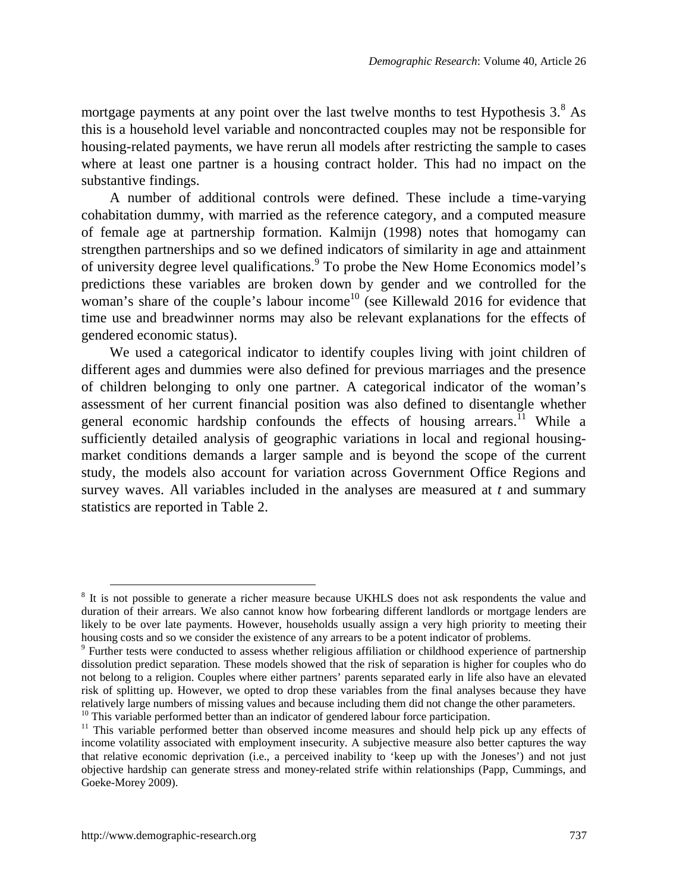mortgage payments at any point over the last twelve months to test Hypothesis 3.[8] As this is a household level variable and noncontracted couples may not be responsible for housing-related payments, we have rerun all models after restricting the sample to cases where at least one partner is a housing contract holder. This had no impact on the substantive findings.

A number of additional controls were defined. These include a time-varying cohabitation dummy, with married as the reference category, and a computed measure of female age at partnership formation. Kalmijn (1998) notes that homogamy can strengthen partnerships and so we defined indicators of similarity in age and attainment of university degree level qualifications.[9] To probe the New Home Economics model's predictions these variables are broken down by gender and we controlled for the woman's share of the couple's labour income[10] (see Killewald 2016 for evidence that time use and breadwinner norms may also be relevant explanations for the effects of gendered economic status).

We used a categorical indicator to identify couples living with joint children of different ages and dummies were also defined for previous marriages and the presence of children belonging to only one partner. A categorical indicator of the woman's assessment of her current financial position was also defined to disentangle whether general economic hardship confounds the effects of housing arrears.[11] While a sufficiently detailed analysis of geographic variations in local and regional housing-market conditions demands a larger sample and is beyond the scope of the current study, the models also account for variation across Government Office Regions and survey waves. All variables included in the analyses are measured at *t* and summary statistics are reported in Table 2.

---

[8] It is not possible to generate a richer measure because UKHLS does not ask respondents the value and duration of their arrears. We also cannot know how forbearing different landlords or mortgage lenders are likely to be over late payments. However, households usually assign a very high priority to meeting their housing costs and so we consider the existence of any arrears to be a potent indicator of problems.

[9] Further tests were conducted to assess whether religious affiliation or childhood experience of partnership dissolution predict separation. These models showed that the risk of separation is higher for couples who do not belong to a religion. Couples where either partners' parents separated early in life also have an elevated risk of splitting up. However, we opted to drop these variables from the final analyses because they have relatively large numbers of missing values and because including them did not change the other parameters.

[10] This variable performed better than an indicator of gendered labour force participation.

[11] This variable performed better than observed income measures and should help pick up any effects of income volatility associated with employment insecurity. A subjective measure also better captures the way that relative economic deprivation (i.e., a perceived inability to 'keep up with the Joneses') and not just objective hardship can generate stress and money-related strife within relationships (Papp, Cummings, and Goeke-Morey 2009).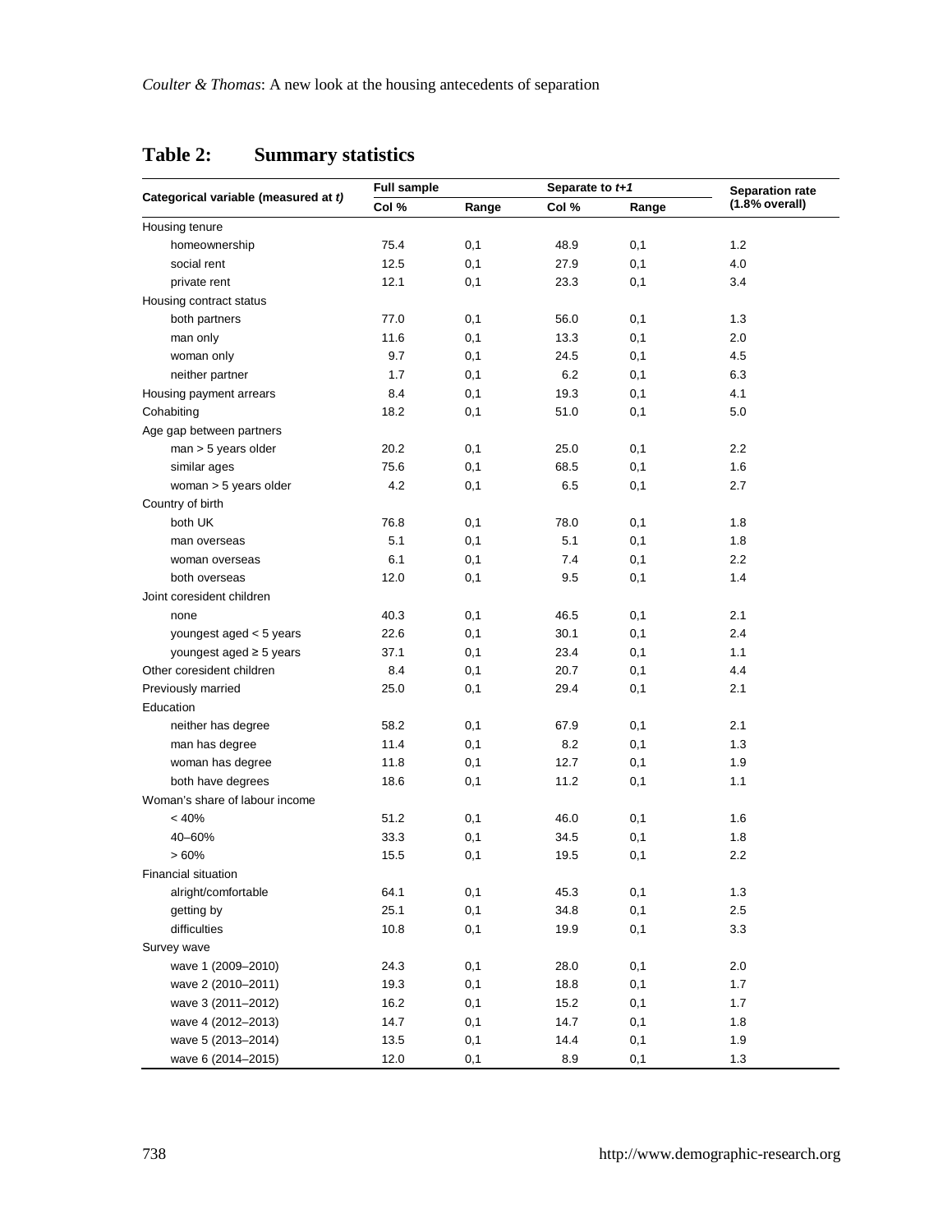## Table 2: Summary statistics

| Categorical variable (measured at *t*) | Full sample | | Separate to *t+1* | | Separation rate (1.8% overall) |
|---|---|---|---|---|---|
| | Col % | Range | Col % | Range | |
| Housing tenure | | | | | |
| homeownership | 75.4 | 0,1 | 48.9 | 0,1 | 1.2 |
| social rent | 12.5 | 0,1 | 27.9 | 0,1 | 4.0 |
| private rent | 12.1 | 0,1 | 23.3 | 0,1 | 3.4 |
| Housing contract status | | | | | |
| both partners | 77.0 | 0,1 | 56.0 | 0,1 | 1.3 |
| man only | 11.6 | 0,1 | 13.3 | 0,1 | 2.0 |
| woman only | 9.7 | 0,1 | 24.5 | 0,1 | 4.5 |
| neither partner | 1.7 | 0,1 | 6.2 | 0,1 | 6.3 |
| Housing payment arrears | 8.4 | 0,1 | 19.3 | 0,1 | 4.1 |
| Cohabiting | 18.2 | 0,1 | 51.0 | 0,1 | 5.0 |
| Age gap between partners | | | | | |
| man > 5 years older | 20.2 | 0,1 | 25.0 | 0,1 | 2.2 |
| similar ages | 75.6 | 0,1 | 68.5 | 0,1 | 1.6 |
| woman > 5 years older | 4.2 | 0,1 | 6.5 | 0,1 | 2.7 |
| Country of birth | | | | | |
| both UK | 76.8 | 0,1 | 78.0 | 0,1 | 1.8 |
| man overseas | 5.1 | 0,1 | 5.1 | 0,1 | 1.8 |
| woman overseas | 6.1 | 0,1 | 7.4 | 0,1 | 2.2 |
| both overseas | 12.0 | 0,1 | 9.5 | 0,1 | 1.4 |
| Joint coresident children | | | | | |
| none | 40.3 | 0,1 | 46.5 | 0,1 | 2.1 |
| youngest aged < 5 years | 22.6 | 0,1 | 30.1 | 0,1 | 2.4 |
| youngest aged ≥ 5 years | 37.1 | 0,1 | 23.4 | 0,1 | 1.1 |
| Other coresident children | 8.4 | 0,1 | 20.7 | 0,1 | 4.4 |
| Previously married | 25.0 | 0,1 | 29.4 | 0,1 | 2.1 |
| Education | | | | | |
| neither has degree | 58.2 | 0,1 | 67.9 | 0,1 | 2.1 |
| man has degree | 11.4 | 0,1 | 8.2 | 0,1 | 1.3 |
| woman has degree | 11.8 | 0,1 | 12.7 | 0,1 | 1.9 |
| both have degrees | 18.6 | 0,1 | 11.2 | 0,1 | 1.1 |
| Woman's share of labour income | | | | | |
| < 40% | 51.2 | 0,1 | 46.0 | 0,1 | 1.6 |
| 40–60% | 33.3 | 0,1 | 34.5 | 0,1 | 1.8 |
| > 60% | 15.5 | 0,1 | 19.5 | 0,1 | 2.2 |
| Financial situation | | | | | |
| alright/comfortable | 64.1 | 0,1 | 45.3 | 0,1 | 1.3 |
| getting by | 25.1 | 0,1 | 34.8 | 0,1 | 2.5 |
| difficulties | 10.8 | 0,1 | 19.9 | 0,1 | 3.3 |
| Survey wave | | | | | |
| wave 1 (2009–2010) | 24.3 | 0,1 | 28.0 | 0,1 | 2.0 |
| wave 2 (2010–2011) | 19.3 | 0,1 | 18.8 | 0,1 | 1.7 |
| wave 3 (2011–2012) | 16.2 | 0,1 | 15.2 | 0,1 | 1.7 |
| wave 4 (2012–2013) | 14.7 | 0,1 | 14.7 | 0,1 | 1.8 |
| wave 5 (2013–2014) | 13.5 | 0,1 | 14.4 | 0,1 | 1.9 |
| wave 6 (2014–2015) | 12.0 | 0,1 | 8.9 | 0,1 | 1.3 |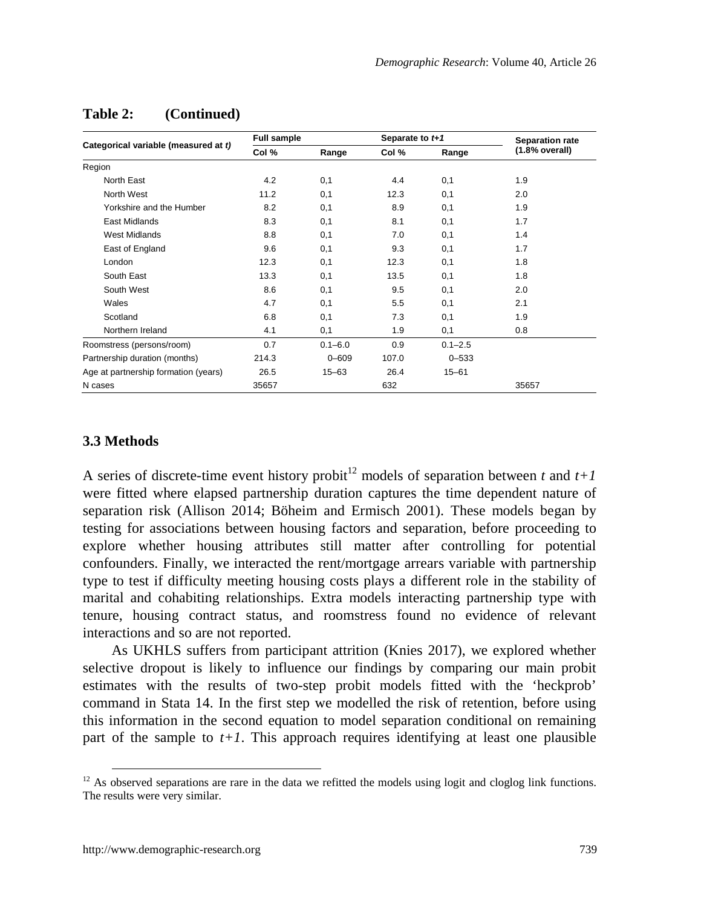**Table 2: (Continued)**

| Categorical variable (measured at *t*) | Full sample | | Separate to *t+1* | | Separation rate (1.8% overall) |
|---|---|---|---|---|---|
| | Col % | Range | Col % | Range | |
| Region | | | | | |
| North East | 4.2 | 0,1 | 4.4 | 0,1 | 1.9 |
| North West | 11.2 | 0,1 | 12.3 | 0,1 | 2.0 |
| Yorkshire and the Humber | 8.2 | 0,1 | 8.9 | 0,1 | 1.9 |
| East Midlands | 8.3 | 0,1 | 8.1 | 0,1 | 1.7 |
| West Midlands | 8.8 | 0,1 | 7.0 | 0,1 | 1.4 |
| East of England | 9.6 | 0,1 | 9.3 | 0,1 | 1.7 |
| London | 12.3 | 0,1 | 12.3 | 0,1 | 1.8 |
| South East | 13.3 | 0,1 | 13.5 | 0,1 | 1.8 |
| South West | 8.6 | 0,1 | 9.5 | 0,1 | 2.0 |
| Wales | 4.7 | 0,1 | 5.5 | 0,1 | 2.1 |
| Scotland | 6.8 | 0,1 | 7.3 | 0,1 | 1.9 |
| Northern Ireland | 4.1 | 0,1 | 1.9 | 0,1 | 0.8 |
| Roomstress (persons/room) | 0.7 | 0.1–6.0 | 0.9 | 0.1–2.5 | |
| Partnership duration (months) | 214.3 | 0–609 | 107.0 | 0–533 | |
| Age at partnership formation (years) | 26.5 | 15–63 | 26.4 | 15–61 | |
| N cases | 35657 | | 632 | | 35657 |

### 3.3 Methods

A series of discrete-time event history probit[12] models of separation between *t* and *t+1* were fitted where elapsed partnership duration captures the time dependent nature of separation risk (Allison 2014; Böheim and Ermisch 2001). These models began by testing for associations between housing factors and separation, before proceeding to explore whether housing attributes still matter after controlling for potential confounders. Finally, we interacted the rent/mortgage arrears variable with partnership type to test if difficulty meeting housing costs plays a different role in the stability of marital and cohabiting relationships. Extra models interacting partnership type with tenure, housing contract status, and roomstress found no evidence of relevant interactions and so are not reported.

As UKHLS suffers from participant attrition (Knies 2017), we explored whether selective dropout is likely to influence our findings by comparing our main probit estimates with the results of two-step probit models fitted with the 'heckprob' command in Stata 14. In the first step we modelled the risk of retention, before using this information in the second equation to model separation conditional on remaining part of the sample to *t+1*. This approach requires identifying at least one plausible

[12] As observed separations are rare in the data we refitted the models using logit and cloglog link functions. The results were very similar.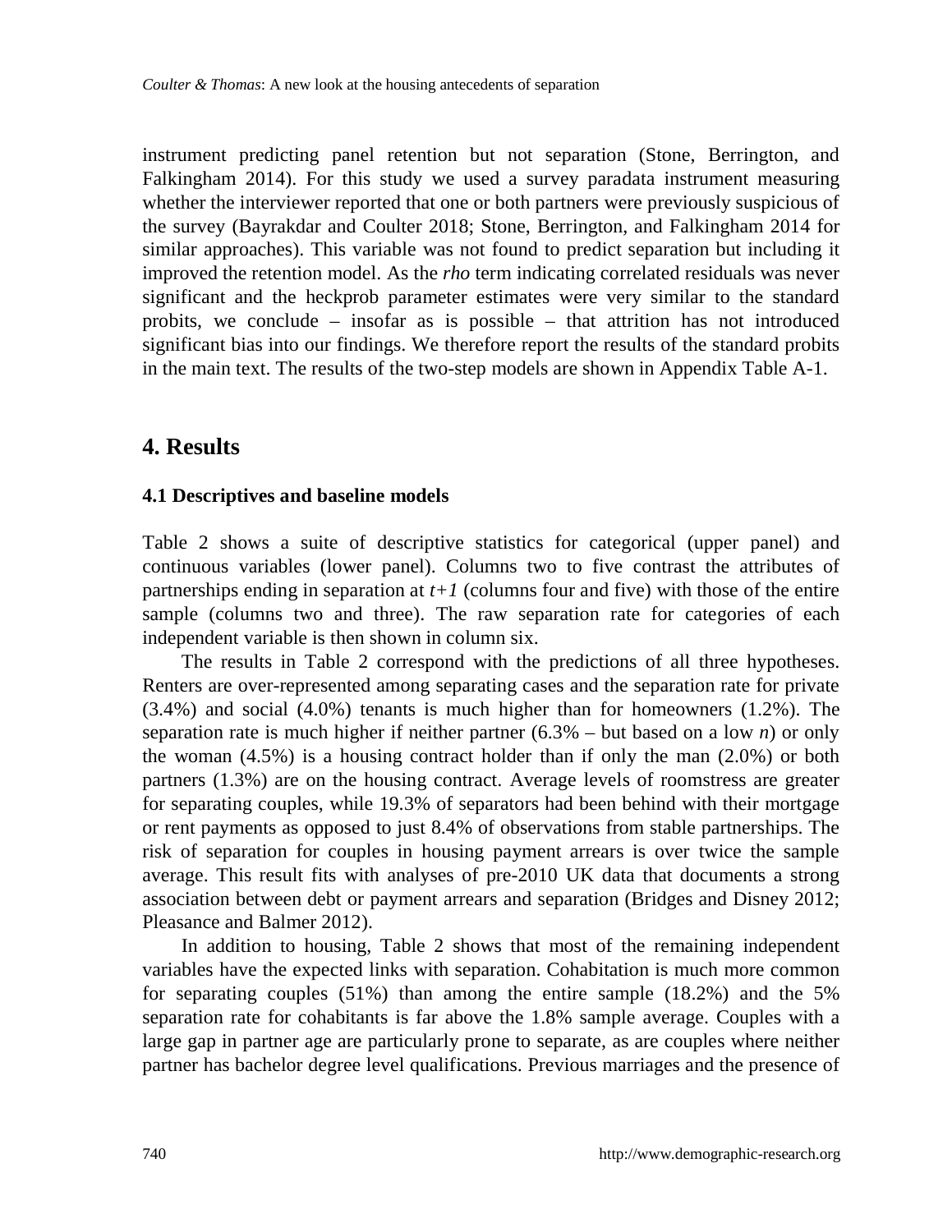instrument predicting panel retention but not separation (Stone, Berrington, and Falkingham 2014). For this study we used a survey paradata instrument measuring whether the interviewer reported that one or both partners were previously suspicious of the survey (Bayrakdar and Coulter 2018; Stone, Berrington, and Falkingham 2014 for similar approaches). This variable was not found to predict separation but including it improved the retention model. As the *rho* term indicating correlated residuals was never significant and the heckprob parameter estimates were very similar to the standard probits, we conclude – insofar as is possible – that attrition has not introduced significant bias into our findings. We therefore report the results of the standard probits in the main text. The results of the two-step models are shown in Appendix Table A-1.

## 4. Results

### 4.1 Descriptives and baseline models

Table 2 shows a suite of descriptive statistics for categorical (upper panel) and continuous variables (lower panel). Columns two to five contrast the attributes of partnerships ending in separation at $t+1$ (columns four and five) with those of the entire sample (columns two and three). The raw separation rate for categories of each independent variable is then shown in column six.

The results in Table 2 correspond with the predictions of all three hypotheses. Renters are over-represented among separating cases and the separation rate for private (3.4%) and social (4.0%) tenants is much higher than for homeowners (1.2%). The separation rate is much higher if neither partner (6.3% – but based on a low *n*) or only the woman (4.5%) is a housing contract holder than if only the man (2.0%) or both partners (1.3%) are on the housing contract. Average levels of roomstress are greater for separating couples, while 19.3% of separators had been behind with their mortgage or rent payments as opposed to just 8.4% of observations from stable partnerships. The risk of separation for couples in housing payment arrears is over twice the sample average. This result fits with analyses of pre-2010 UK data that documents a strong association between debt or payment arrears and separation (Bridges and Disney 2012; Pleasance and Balmer 2012).

In addition to housing, Table 2 shows that most of the remaining independent variables have the expected links with separation. Cohabitation is much more common for separating couples (51%) than among the entire sample (18.2%) and the 5% separation rate for cohabitants is far above the 1.8% sample average. Couples with a large gap in partner age are particularly prone to separate, as are couples where neither partner has bachelor degree level qualifications. Previous marriages and the presence of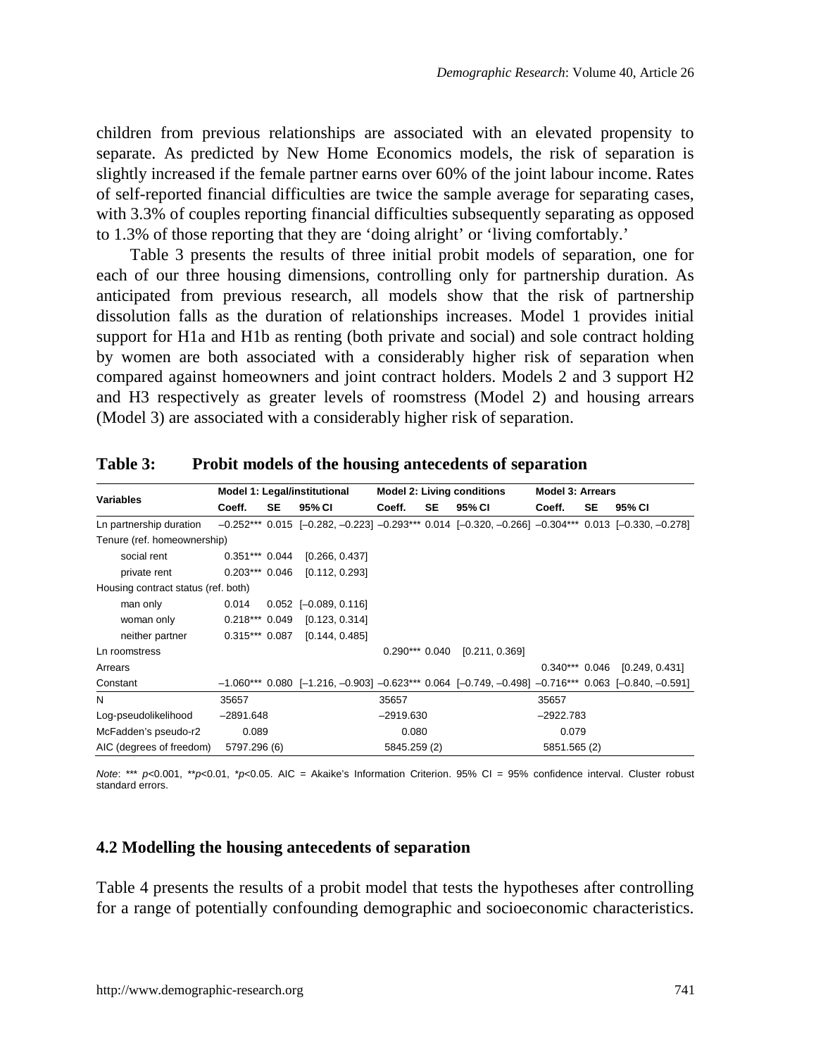children from previous relationships are associated with an elevated propensity to separate. As predicted by New Home Economics models, the risk of separation is slightly increased if the female partner earns over 60% of the joint labour income. Rates of self-reported financial difficulties are twice the sample average for separating cases, with 3.3% of couples reporting financial difficulties subsequently separating as opposed to 1.3% of those reporting that they are 'doing alright' or 'living comfortably.'

Table 3 presents the results of three initial probit models of separation, one for each of our three housing dimensions, controlling only for partnership duration. As anticipated from previous research, all models show that the risk of partnership dissolution falls as the duration of relationships increases. Model 1 provides initial support for H1a and H1b as renting (both private and social) and sole contract holding by women are both associated with a considerably higher risk of separation when compared against homeowners and joint contract holders. Models 2 and 3 support H2 and H3 respectively as greater levels of roomstress (Model 2) and housing arrears (Model 3) are associated with a considerably higher risk of separation.

**Table 3: Probit models of the housing antecedents of separation**

| Variables | Model 1: Legal/institutional | | | Model 2: Living conditions | | | Model 3: Arrears | | |
|---|---|---|---|---|---|---|---|---|---|
| | Coeff. | SE | 95% CI | Coeff. | SE | 95% CI | Coeff. | SE | 95% CI |
| Ln partnership duration | –0.252*** | 0.015 | [–0.282, –0.223] | –0.293*** | 0.014 | [–0.320, –0.266] | –0.304*** | 0.013 | [–0.330, –0.278] |
| Tenure (ref. homeownership) | | | | | | | | | |
| social rent | 0.351*** | 0.044 | [0.266, 0.437] | | | | | | |
| private rent | 0.203*** | 0.046 | [0.112, 0.293] | | | | | | |
| Housing contract status (ref. both) | | | | | | | | | |
| man only | 0.014 | 0.052 | [–0.089, 0.116] | | | | | | |
| woman only | 0.218*** | 0.049 | [0.123, 0.314] | | | | | | |
| neither partner | 0.315*** | 0.087 | [0.144, 0.485] | | | | | | |
| Ln roomstress | | | | 0.290*** | 0.040 | [0.211, 0.369] | | | |
| Arrears | | | | | | | 0.340*** | 0.046 | [0.249, 0.431] |
| Constant | –1.060*** | 0.080 | [–1.216, –0.903] | –0.623*** | 0.064 | [–0.749, –0.498] | –0.716*** | 0.063 | [–0.840, –0.591] |
| N | 35657 | | | 35657 | | | 35657 | | |
| Log-pseudolikelihood | –2891.648 | | | –2919.630 | | | –2922.783 | | |
| McFadden's pseudo-r2 | 0.089 | | | 0.080 | | | 0.079 | | |
| AIC (degrees of freedom) | 5797.296 (6) | | | 5845.259 (2) | | | 5851.565 (2) | | |

*Note*: *** $p$<0.001, ** $p$<0.01, * $p$<0.05. AIC = Akaike's Information Criterion. 95% CI = 95% confidence interval. Cluster robust standard errors.

### 4.2 Modelling the housing antecedents of separation

Table 4 presents the results of a probit model that tests the hypotheses after controlling for a range of potentially confounding demographic and socioeconomic characteristics.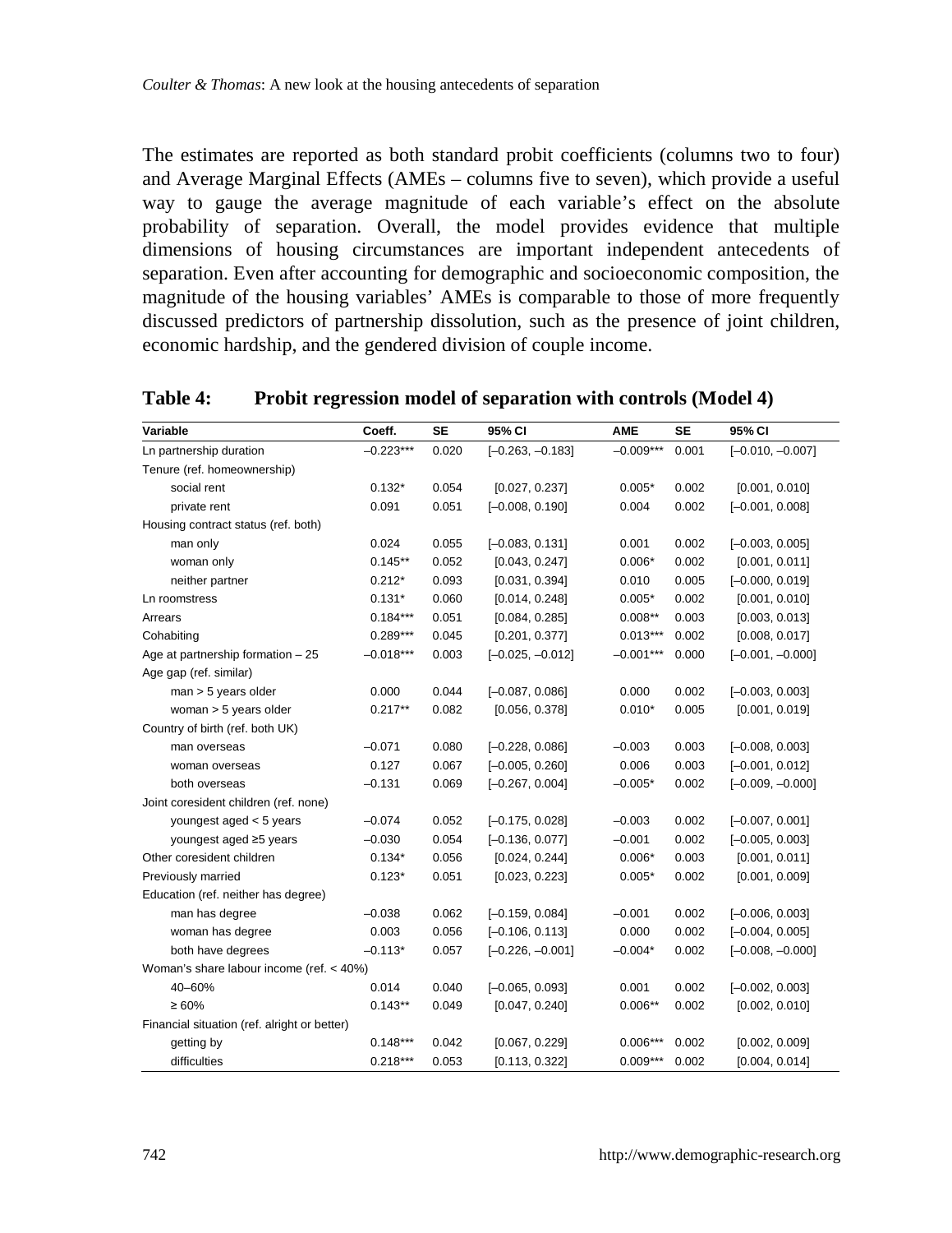The estimates are reported as both standard probit coefficients (columns two to four) and Average Marginal Effects (AMEs – columns five to seven), which provide a useful way to gauge the average magnitude of each variable's effect on the absolute probability of separation. Overall, the model provides evidence that multiple dimensions of housing circumstances are important independent antecedents of separation. Even after accounting for demographic and socioeconomic composition, the magnitude of the housing variables' AMEs is comparable to those of more frequently discussed predictors of partnership dissolution, such as the presence of joint children, economic hardship, and the gendered division of couple income.

**Table 4: Probit regression model of separation with controls (Model 4)**

| Variable | Coeff. | SE | 95% CI | AME | SE | 95% CI |
|---|---|---|---|---|---|---|
| Ln partnership duration | –0.223*** | 0.020 | [–0.263, –0.183] | –0.009*** | 0.001 | [–0.010, –0.007] |
| Tenure (ref. homeownership) | | | | | | |
| social rent | 0.132* | 0.054 | [0.027, 0.237] | 0.005* | 0.002 | [0.001, 0.010] |
| private rent | 0.091 | 0.051 | [–0.008, 0.190] | 0.004 | 0.002 | [–0.001, 0.008] |
| Housing contract status (ref. both) | | | | | | |
| man only | 0.024 | 0.055 | [–0.083, 0.131] | 0.001 | 0.002 | [–0.003, 0.005] |
| woman only | 0.145** | 0.052 | [0.043, 0.247] | 0.006* | 0.002 | [0.001, 0.011] |
| neither partner | 0.212* | 0.093 | [0.031, 0.394] | 0.010 | 0.005 | [–0.000, 0.019] |
| Ln roomstress | 0.131* | 0.060 | [0.014, 0.248] | 0.005* | 0.002 | [0.001, 0.010] |
| Arrears | 0.184*** | 0.051 | [0.084, 0.285] | 0.008** | 0.003 | [0.003, 0.013] |
| Cohabiting | 0.289*** | 0.045 | [0.201, 0.377] | 0.013*** | 0.002 | [0.008, 0.017] |
| Age at partnership formation – 25 | –0.018*** | 0.003 | [–0.025, –0.012] | –0.001*** | 0.000 | [–0.001, –0.000] |
| Age gap (ref. similar) | | | | | | |
| man > 5 years older | 0.000 | 0.044 | [–0.087, 0.086] | 0.000 | 0.002 | [–0.003, 0.003] |
| woman > 5 years older | 0.217** | 0.082 | [0.056, 0.378] | 0.010* | 0.005 | [0.001, 0.019] |
| Country of birth (ref. both UK) | | | | | | |
| man overseas | –0.071 | 0.080 | [–0.228, 0.086] | –0.003 | 0.003 | [–0.008, 0.003] |
| woman overseas | 0.127 | 0.067 | [–0.005, 0.260] | 0.006 | 0.003 | [–0.001, 0.012] |
| both overseas | –0.131 | 0.069 | [–0.267, 0.004] | –0.005* | 0.002 | [–0.009, –0.000] |
| Joint coresident children (ref. none) | | | | | | |
| youngest aged < 5 years | –0.074 | 0.052 | [–0.175, 0.028] | –0.003 | 0.002 | [–0.007, 0.001] |
| youngest aged ≥5 years | –0.030 | 0.054 | [–0.136, 0.077] | –0.001 | 0.002 | [–0.005, 0.003] |
| Other coresident children | 0.134* | 0.056 | [0.024, 0.244] | 0.006* | 0.003 | [0.001, 0.011] |
| Previously married | 0.123* | 0.051 | [0.023, 0.223] | 0.005* | 0.002 | [0.001, 0.009] |
| Education (ref. neither has degree) | | | | | | |
| man has degree | –0.038 | 0.062 | [–0.159, 0.084] | –0.001 | 0.002 | [–0.006, 0.003] |
| woman has degree | 0.003 | 0.056 | [–0.106, 0.113] | 0.000 | 0.002 | [–0.004, 0.005] |
| both have degrees | –0.113* | 0.057 | [–0.226, –0.001] | –0.004* | 0.002 | [–0.008, –0.000] |
| Woman's share labour income (ref. < 40%) | | | | | | |
| 40–60% | 0.014 | 0.040 | [–0.065, 0.093] | 0.001 | 0.002 | [–0.002, 0.003] |
| ≥ 60% | 0.143** | 0.049 | [0.047, 0.240] | 0.006** | 0.002 | [0.002, 0.010] |
| Financial situation (ref. alright or better) | | | | | | |
| getting by | 0.148*** | 0.042 | [0.067, 0.229] | 0.006*** | 0.002 | [0.002, 0.009] |
| difficulties | 0.218*** | 0.053 | [0.113, 0.322] | 0.009*** | 0.002 | [0.004, 0.014] |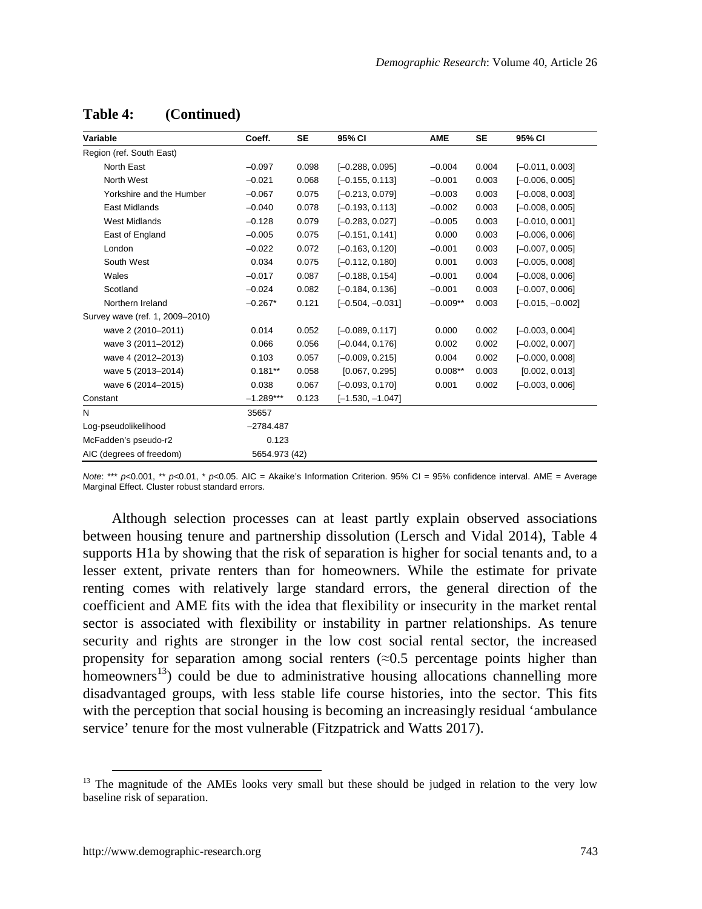**Table 4: (Continued)**

| Variable | Coeff. | SE | 95% CI | AME | SE | 95% CI |
|---|---|---|---|---|---|---|
| Region (ref. South East) | | | | | | |
| North East | −0.097 | 0.098 | [−0.288, 0.095] | −0.004 | 0.004 | [−0.011, 0.003] |
| North West | −0.021 | 0.068 | [−0.155, 0.113] | −0.001 | 0.003 | [−0.006, 0.005] |
| Yorkshire and the Humber | −0.067 | 0.075 | [−0.213, 0.079] | −0.003 | 0.003 | [−0.008, 0.003] |
| East Midlands | −0.040 | 0.078 | [−0.193, 0.113] | −0.002 | 0.003 | [−0.008, 0.005] |
| West Midlands | −0.128 | 0.079 | [−0.283, 0.027] | −0.005 | 0.003 | [−0.010, 0.001] |
| East of England | −0.005 | 0.075 | [−0.151, 0.141] | 0.000 | 0.003 | [−0.006, 0.006] |
| London | −0.022 | 0.072 | [−0.163, 0.120] | −0.001 | 0.003 | [−0.007, 0.005] |
| South West | 0.034 | 0.075 | [−0.112, 0.180] | 0.001 | 0.003 | [−0.005, 0.008] |
| Wales | −0.017 | 0.087 | [−0.188, 0.154] | −0.001 | 0.004 | [−0.008, 0.006] |
| Scotland | −0.024 | 0.082 | [−0.184, 0.136] | −0.001 | 0.003 | [−0.007, 0.006] |
| Northern Ireland | −0.267* | 0.121 | [−0.504, −0.031] | −0.009** | 0.003 | [−0.015, −0.002] |
| Survey wave (ref. 1, 2009–2010) | | | | | | |
| wave 2 (2010–2011) | 0.014 | 0.052 | [−0.089, 0.117] | 0.000 | 0.002 | [−0.003, 0.004] |
| wave 3 (2011–2012) | 0.066 | 0.056 | [−0.044, 0.176] | 0.002 | 0.002 | [−0.002, 0.007] |
| wave 4 (2012–2013) | 0.103 | 0.057 | [−0.009, 0.215] | 0.004 | 0.002 | [−0.000, 0.008] |
| wave 5 (2013–2014) | 0.181** | 0.058 | [0.067, 0.295] | 0.008** | 0.003 | [0.002, 0.013] |
| wave 6 (2014–2015) | 0.038 | 0.067 | [−0.093, 0.170] | 0.001 | 0.002 | [−0.003, 0.006] |
| Constant | −1.289*** | 0.123 | [−1.530, −1.047] | | | |
| N | 35657 | | | | | |
| Log-pseudolikelihood | −2784.487 | | | | | |
| McFadden's pseudo-r2 | 0.123 | | | | | |
| AIC (degrees of freedom) | 5654.973 (42) | | | | | |

*Note*: *** $p<0.001$, ** $p<0.01$, * $p<0.05$. AIC = Akaike's Information Criterion. 95% CI = 95% confidence interval. AME = Average Marginal Effect. Cluster robust standard errors.

Although selection processes can at least partly explain observed associations between housing tenure and partnership dissolution (Lersch and Vidal 2014), Table 4 supports H1a by showing that the risk of separation is higher for social tenants and, to a lesser extent, private renters than for homeowners. While the estimate for private renting comes with relatively large standard errors, the general direction of the coefficient and AME fits with the idea that flexibility or insecurity in the market rental sector is associated with flexibility or instability in partner relationships. As tenure security and rights are stronger in the low cost social rental sector, the increased propensity for separation among social renters (≈0.5 percentage points higher than homeowners[13]) could be due to administrative housing allocations channelling more disadvantaged groups, with less stable life course histories, into the sector. This fits with the perception that social housing is becoming an increasingly residual 'ambulance service' tenure for the most vulnerable (Fitzpatrick and Watts 2017).

[13] The magnitude of the AMEs looks very small but these should be judged in relation to the very low baseline risk of separation.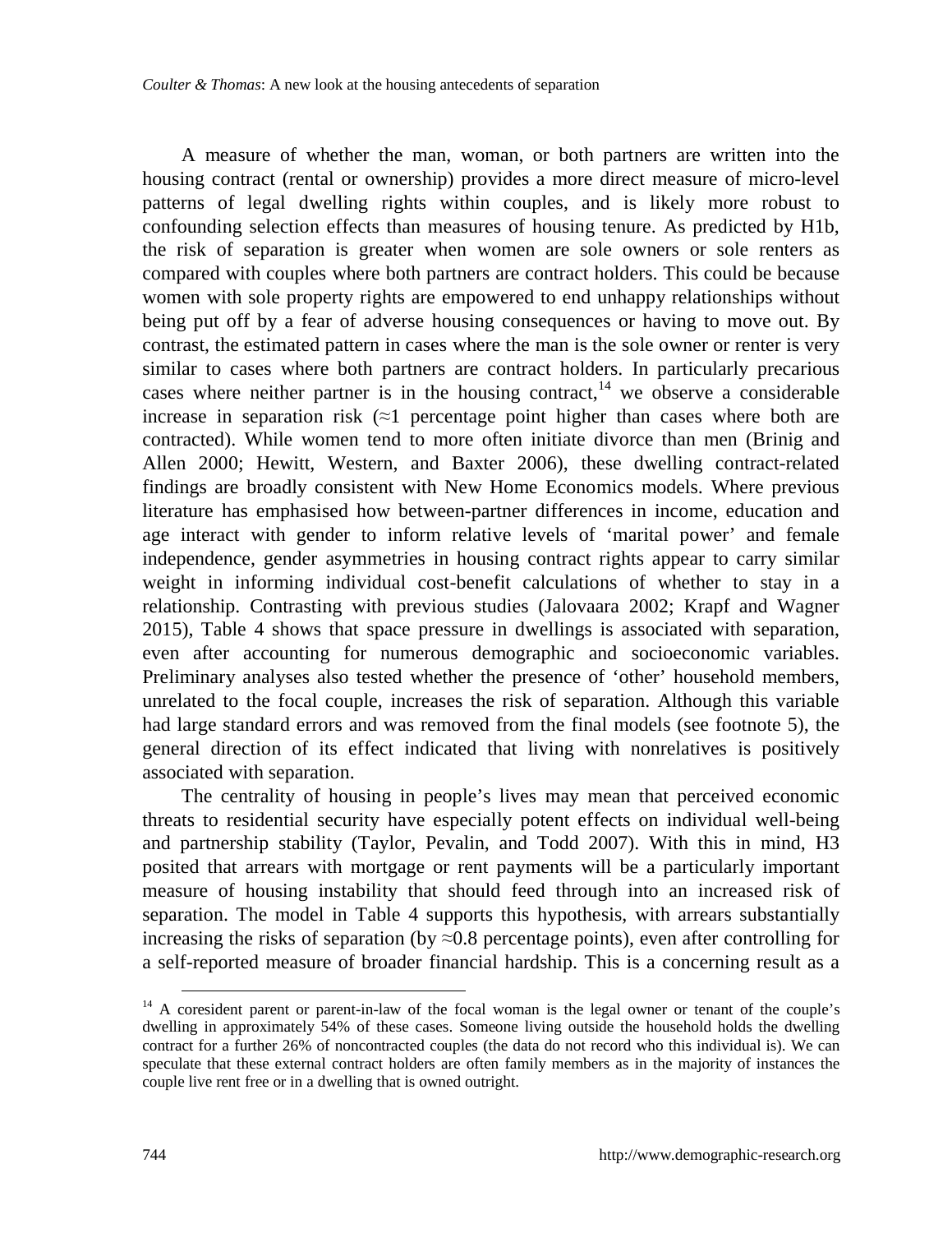A measure of whether the man, woman, or both partners are written into the housing contract (rental or ownership) provides a more direct measure of micro-level patterns of legal dwelling rights within couples, and is likely more robust to confounding selection effects than measures of housing tenure. As predicted by H1b, the risk of separation is greater when women are sole owners or sole renters as compared with couples where both partners are contract holders. This could be because women with sole property rights are empowered to end unhappy relationships without being put off by a fear of adverse housing consequences or having to move out. By contrast, the estimated pattern in cases where the man is the sole owner or renter is very similar to cases where both partners are contract holders. In particularly precarious cases where neither partner is in the housing contract,[14] we observe a considerable increase in separation risk (≈1 percentage point higher than cases where both are contracted). While women tend to more often initiate divorce than men (Brinig and Allen 2000; Hewitt, Western, and Baxter 2006), these dwelling contract-related findings are broadly consistent with New Home Economics models. Where previous literature has emphasised how between-partner differences in income, education and age interact with gender to inform relative levels of 'marital power' and female independence, gender asymmetries in housing contract rights appear to carry similar weight in informing individual cost-benefit calculations of whether to stay in a relationship. Contrasting with previous studies (Jalovaara 2002; Krapf and Wagner 2015), Table 4 shows that space pressure in dwellings is associated with separation, even after accounting for numerous demographic and socioeconomic variables. Preliminary analyses also tested whether the presence of 'other' household members, unrelated to the focal couple, increases the risk of separation. Although this variable had large standard errors and was removed from the final models (see footnote 5), the general direction of its effect indicated that living with nonrelatives is positively associated with separation.

The centrality of housing in people's lives may mean that perceived economic threats to residential security have especially potent effects on individual well-being and partnership stability (Taylor, Pevalin, and Todd 2007). With this in mind, H3 posited that arrears with mortgage or rent payments will be a particularly important measure of housing instability that should feed through into an increased risk of separation. The model in Table 4 supports this hypothesis, with arrears substantially increasing the risks of separation (by ≈0.8 percentage points), even after controlling for a self-reported measure of broader financial hardship. This is a concerning result as a

[14] A coresident parent or parent-in-law of the focal woman is the legal owner or tenant of the couple's dwelling in approximately 54% of these cases. Someone living outside the household holds the dwelling contract for a further 26% of noncontracted couples (the data do not record who this individual is). We can speculate that these external contract holders are often family members as in the majority of instances the couple live rent free or in a dwelling that is owned outright.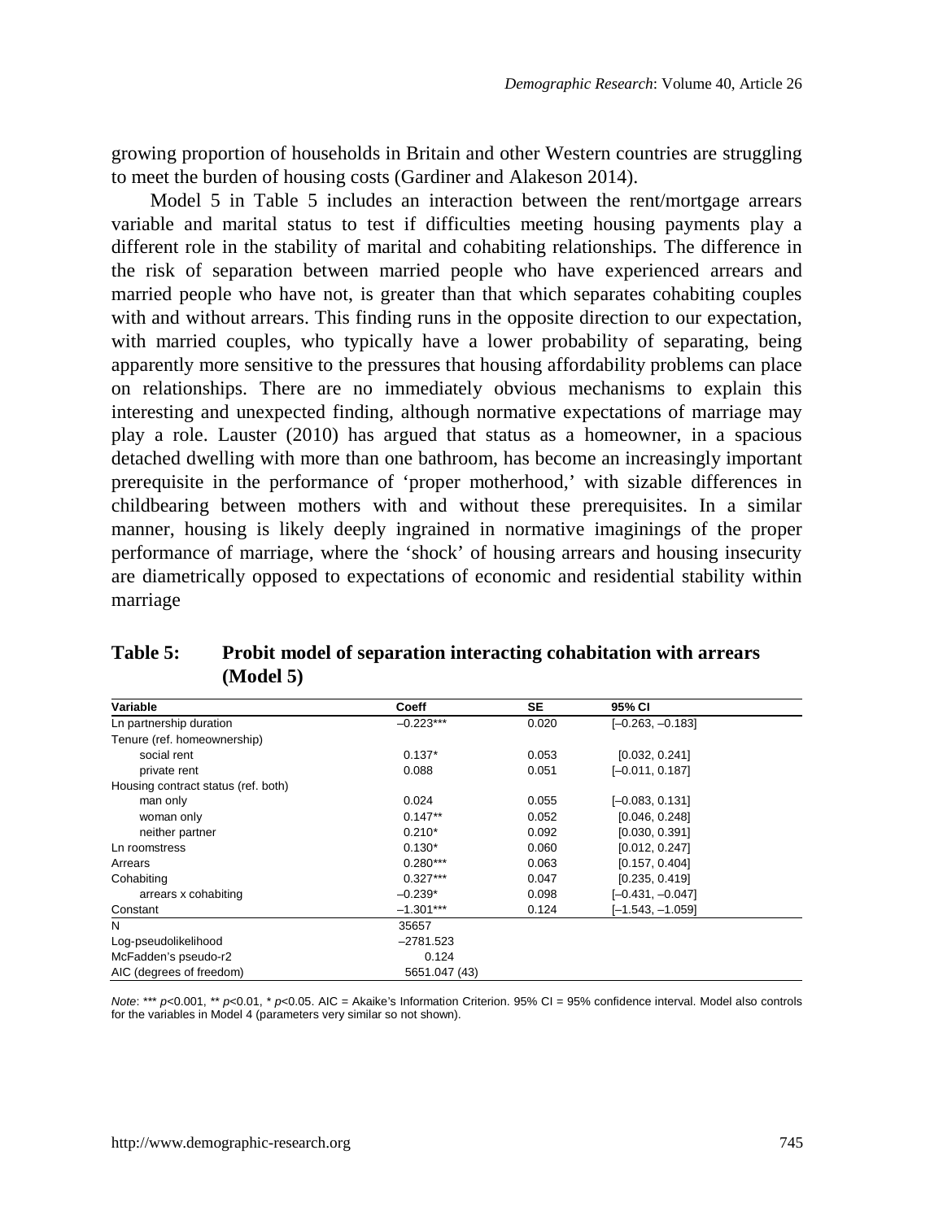growing proportion of households in Britain and other Western countries are struggling to meet the burden of housing costs (Gardiner and Alakeson 2014).

Model 5 in Table 5 includes an interaction between the rent/mortgage arrears variable and marital status to test if difficulties meeting housing payments play a different role in the stability of marital and cohabiting relationships. The difference in the risk of separation between married people who have experienced arrears and married people who have not, is greater than that which separates cohabiting couples with and without arrears. This finding runs in the opposite direction to our expectation, with married couples, who typically have a lower probability of separating, being apparently more sensitive to the pressures that housing affordability problems can place on relationships. There are no immediately obvious mechanisms to explain this interesting and unexpected finding, although normative expectations of marriage may play a role. Lauster (2010) has argued that status as a homeowner, in a spacious detached dwelling with more than one bathroom, has become an increasingly important prerequisite in the performance of 'proper motherhood,' with sizable differences in childbearing between mothers with and without these prerequisites. In a similar manner, housing is likely deeply ingrained in normative imaginings of the proper performance of marriage, where the 'shock' of housing arrears and housing insecurity are diametrically opposed to expectations of economic and residential stability within marriage

**Table 5: Probit model of separation interacting cohabitation with arrears (Model 5)**

| Variable | Coeff | SE | 95% CI |
|---|---|---|---|
| Ln partnership duration | –0.223*** | 0.020 | [–0.263, –0.183] |
| Tenure (ref. homeownership) | | | |
| social rent | 0.137* | 0.053 | [0.032, 0.241] |
| private rent | 0.088 | 0.051 | [–0.011, 0.187] |
| Housing contract status (ref. both) | | | |
| man only | 0.024 | 0.055 | [–0.083, 0.131] |
| woman only | 0.147** | 0.052 | [0.046, 0.248] |
| neither partner | 0.210* | 0.092 | [0.030, 0.391] |
| Ln roomstress | 0.130* | 0.060 | [0.012, 0.247] |
| Arrears | 0.280*** | 0.063 | [0.157, 0.404] |
| Cohabiting | 0.327*** | 0.047 | [0.235, 0.419] |
| arrears x cohabiting | –0.239* | 0.098 | [–0.431, –0.047] |
| Constant | –1.301*** | 0.124 | [–1.543, –1.059] |
| N | 35657 | | |
| Log-pseudolikelihood | –2781.523 | | |
| McFadden's pseudo-r2 | 0.124 | | |
| AIC (degrees of freedom) | 5651.047 (43) | | |

*Note*: *** $p<0.001$, ** $p<0.01$, * $p<0.05$. AIC = Akaike's Information Criterion. 95% CI = 95% confidence interval. Model also controls for the variables in Model 4 (parameters very similar so not shown).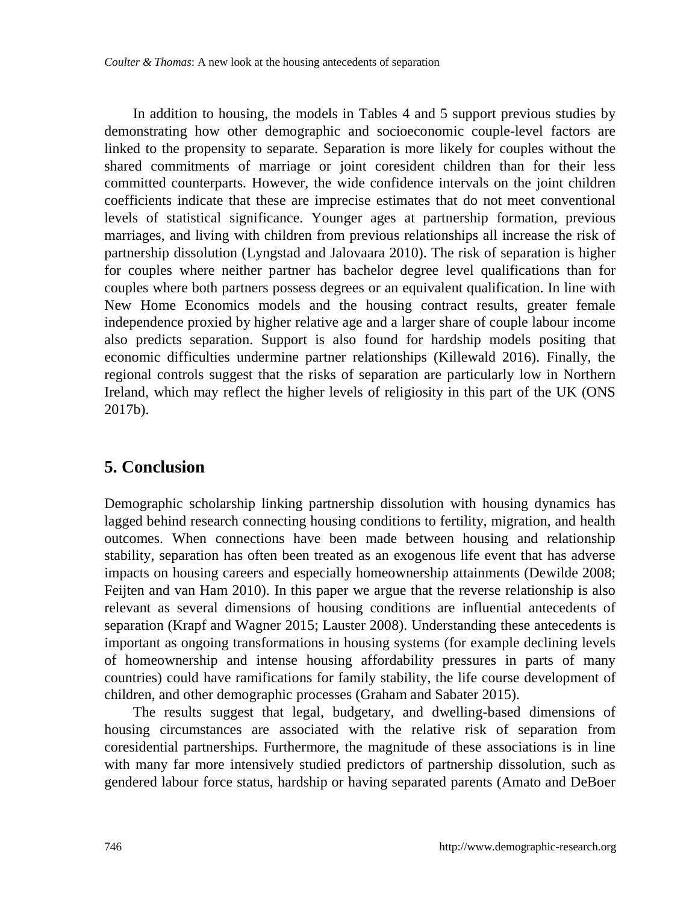In addition to housing, the models in Tables 4 and 5 support previous studies by demonstrating how other demographic and socioeconomic couple-level factors are linked to the propensity to separate. Separation is more likely for couples without the shared commitments of marriage or joint coresident children than for their less committed counterparts. However, the wide confidence intervals on the joint children coefficients indicate that these are imprecise estimates that do not meet conventional levels of statistical significance. Younger ages at partnership formation, previous marriages, and living with children from previous relationships all increase the risk of partnership dissolution (Lyngstad and Jalovaara 2010). The risk of separation is higher for couples where neither partner has bachelor degree level qualifications than for couples where both partners possess degrees or an equivalent qualification. In line with New Home Economics models and the housing contract results, greater female independence proxied by higher relative age and a larger share of couple labour income also predicts separation. Support is also found for hardship models positing that economic difficulties undermine partner relationships (Killewald 2016). Finally, the regional controls suggest that the risks of separation are particularly low in Northern Ireland, which may reflect the higher levels of religiosity in this part of the UK (ONS 2017b).

## 5. Conclusion

Demographic scholarship linking partnership dissolution with housing dynamics has lagged behind research connecting housing conditions to fertility, migration, and health outcomes. When connections have been made between housing and relationship stability, separation has often been treated as an exogenous life event that has adverse impacts on housing careers and especially homeownership attainments (Dewilde 2008; Feijten and van Ham 2010). In this paper we argue that the reverse relationship is also relevant as several dimensions of housing conditions are influential antecedents of separation (Krapf and Wagner 2015; Lauster 2008). Understanding these antecedents is important as ongoing transformations in housing systems (for example declining levels of homeownership and intense housing affordability pressures in parts of many countries) could have ramifications for family stability, the life course development of children, and other demographic processes (Graham and Sabater 2015).

The results suggest that legal, budgetary, and dwelling-based dimensions of housing circumstances are associated with the relative risk of separation from coresidential partnerships. Furthermore, the magnitude of these associations is in line with many far more intensively studied predictors of partnership dissolution, such as gendered labour force status, hardship or having separated parents (Amato and DeBoer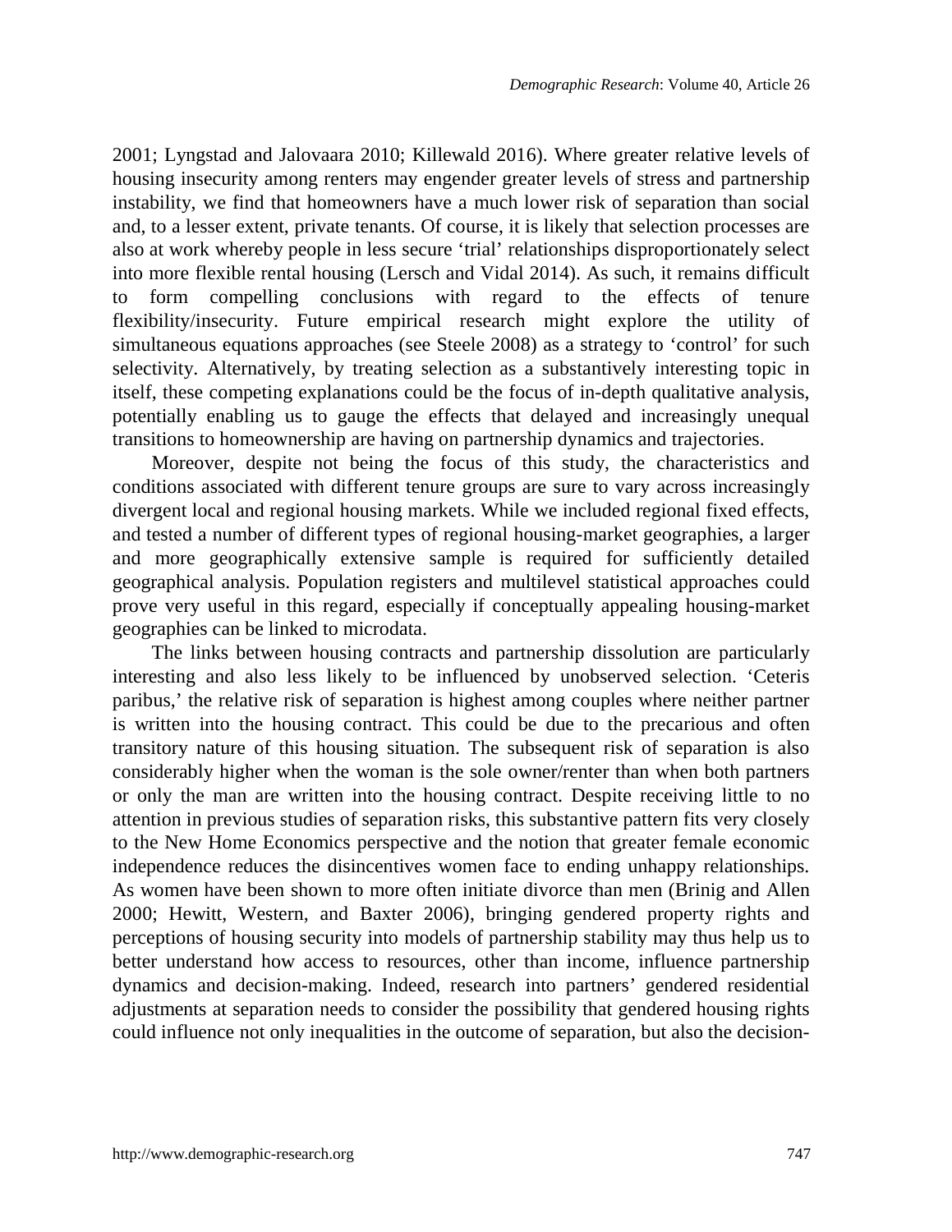2001; Lyngstad and Jalovaara 2010; Killewald 2016). Where greater relative levels of housing insecurity among renters may engender greater levels of stress and partnership instability, we find that homeowners have a much lower risk of separation than social and, to a lesser extent, private tenants. Of course, it is likely that selection processes are also at work whereby people in less secure 'trial' relationships disproportionately select into more flexible rental housing (Lersch and Vidal 2014). As such, it remains difficult to form compelling conclusions with regard to the effects of tenure flexibility/insecurity. Future empirical research might explore the utility of simultaneous equations approaches (see Steele 2008) as a strategy to 'control' for such selectivity. Alternatively, by treating selection as a substantively interesting topic in itself, these competing explanations could be the focus of in-depth qualitative analysis, potentially enabling us to gauge the effects that delayed and increasingly unequal transitions to homeownership are having on partnership dynamics and trajectories.

Moreover, despite not being the focus of this study, the characteristics and conditions associated with different tenure groups are sure to vary across increasingly divergent local and regional housing markets. While we included regional fixed effects, and tested a number of different types of regional housing-market geographies, a larger and more geographically extensive sample is required for sufficiently detailed geographical analysis. Population registers and multilevel statistical approaches could prove very useful in this regard, especially if conceptually appealing housing-market geographies can be linked to microdata.

The links between housing contracts and partnership dissolution are particularly interesting and also less likely to be influenced by unobserved selection. 'Ceteris paribus,' the relative risk of separation is highest among couples where neither partner is written into the housing contract. This could be due to the precarious and often transitory nature of this housing situation. The subsequent risk of separation is also considerably higher when the woman is the sole owner/renter than when both partners or only the man are written into the housing contract. Despite receiving little to no attention in previous studies of separation risks, this substantive pattern fits very closely to the New Home Economics perspective and the notion that greater female economic independence reduces the disincentives women face to ending unhappy relationships. As women have been shown to more often initiate divorce than men (Brinig and Allen 2000; Hewitt, Western, and Baxter 2006), bringing gendered property rights and perceptions of housing security into models of partnership stability may thus help us to better understand how access to resources, other than income, influence partnership dynamics and decision-making. Indeed, research into partners' gendered residential adjustments at separation needs to consider the possibility that gendered housing rights could influence not only inequalities in the outcome of separation, but also the decision-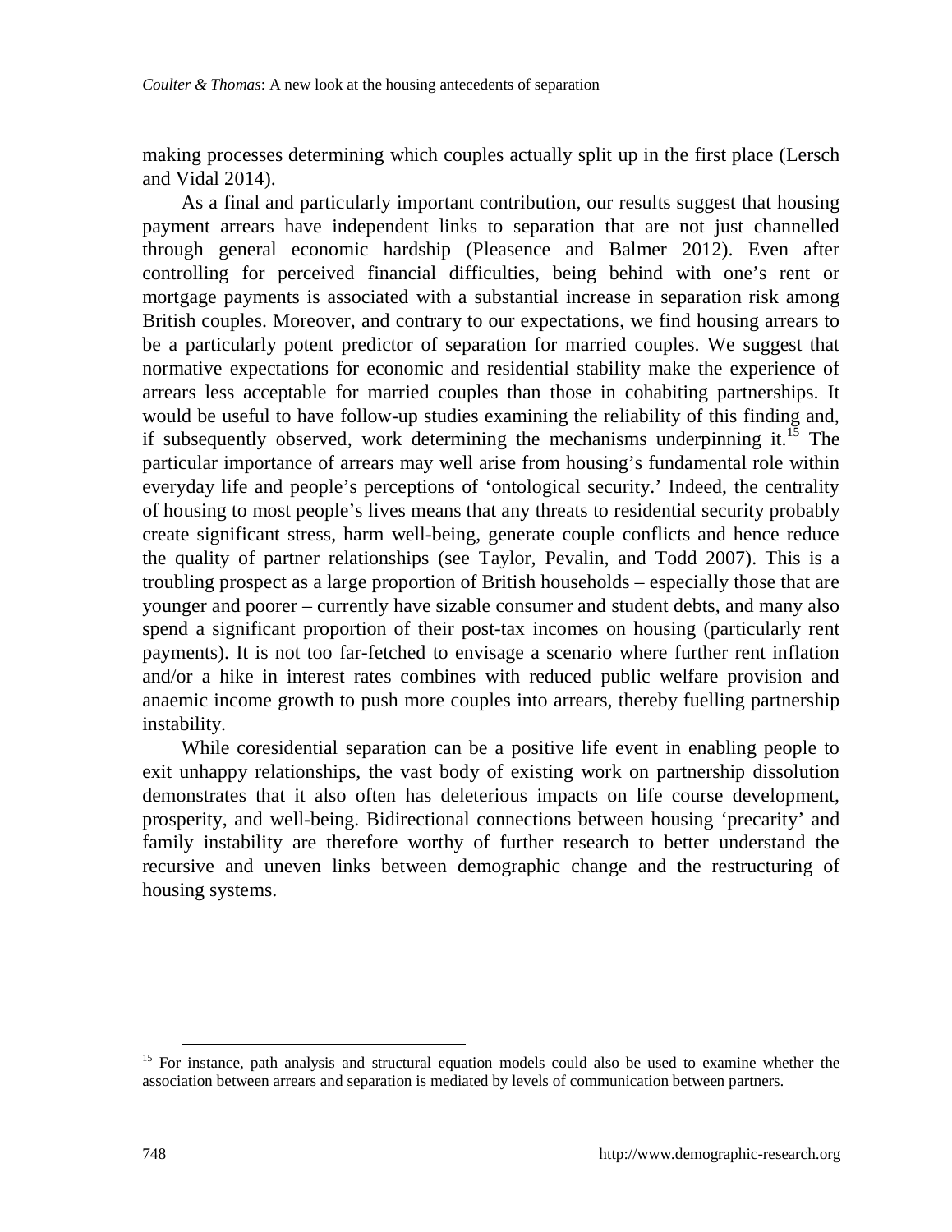making processes determining which couples actually split up in the first place (Lersch and Vidal 2014).

As a final and particularly important contribution, our results suggest that housing payment arrears have independent links to separation that are not just channelled through general economic hardship (Pleasence and Balmer 2012). Even after controlling for perceived financial difficulties, being behind with one's rent or mortgage payments is associated with a substantial increase in separation risk among British couples. Moreover, and contrary to our expectations, we find housing arrears to be a particularly potent predictor of separation for married couples. We suggest that normative expectations for economic and residential stability make the experience of arrears less acceptable for married couples than those in cohabiting partnerships. It would be useful to have follow-up studies examining the reliability of this finding and, if subsequently observed, work determining the mechanisms underpinning it.[15] The particular importance of arrears may well arise from housing's fundamental role within everyday life and people's perceptions of 'ontological security.' Indeed, the centrality of housing to most people's lives means that any threats to residential security probably create significant stress, harm well-being, generate couple conflicts and hence reduce the quality of partner relationships (see Taylor, Pevalin, and Todd 2007). This is a troubling prospect as a large proportion of British households – especially those that are younger and poorer – currently have sizable consumer and student debts, and many also spend a significant proportion of their post-tax incomes on housing (particularly rent payments). It is not too far-fetched to envisage a scenario where further rent inflation and/or a hike in interest rates combines with reduced public welfare provision and anaemic income growth to push more couples into arrears, thereby fuelling partnership instability.

While coresidential separation can be a positive life event in enabling people to exit unhappy relationships, the vast body of existing work on partnership dissolution demonstrates that it also often has deleterious impacts on life course development, prosperity, and well-being. Bidirectional connections between housing 'precarity' and family instability are therefore worthy of further research to better understand the recursive and uneven links between demographic change and the restructuring of housing systems.

[15] For instance, path analysis and structural equation models could also be used to examine whether the association between arrears and separation is mediated by levels of communication between partners.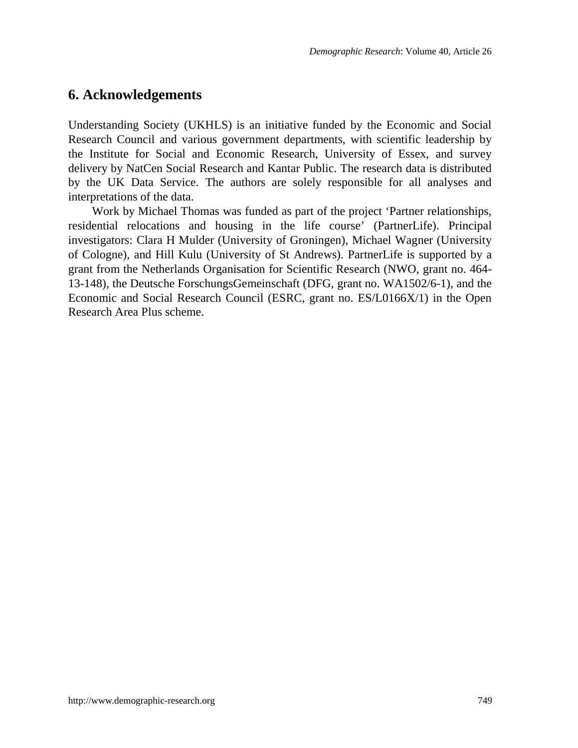## 6. Acknowledgements

Understanding Society (UKHLS) is an initiative funded by the Economic and Social Research Council and various government departments, with scientific leadership by the Institute for Social and Economic Research, University of Essex, and survey delivery by NatCen Social Research and Kantar Public. The research data is distributed by the UK Data Service. The authors are solely responsible for all analyses and interpretations of the data.

Work by Michael Thomas was funded as part of the project 'Partner relationships, residential relocations and housing in the life course' (PartnerLife). Principal investigators: Clara H Mulder (University of Groningen), Michael Wagner (University of Cologne), and Hill Kulu (University of St Andrews). PartnerLife is supported by a grant from the Netherlands Organisation for Scientific Research (NWO, grant no. 464-13-148), the Deutsche ForschungsGemeinschaft (DFG, grant no. WA1502/6-1), and the Economic and Social Research Council (ESRC, grant no. ES/L0166X/1) in the Open Research Area Plus scheme.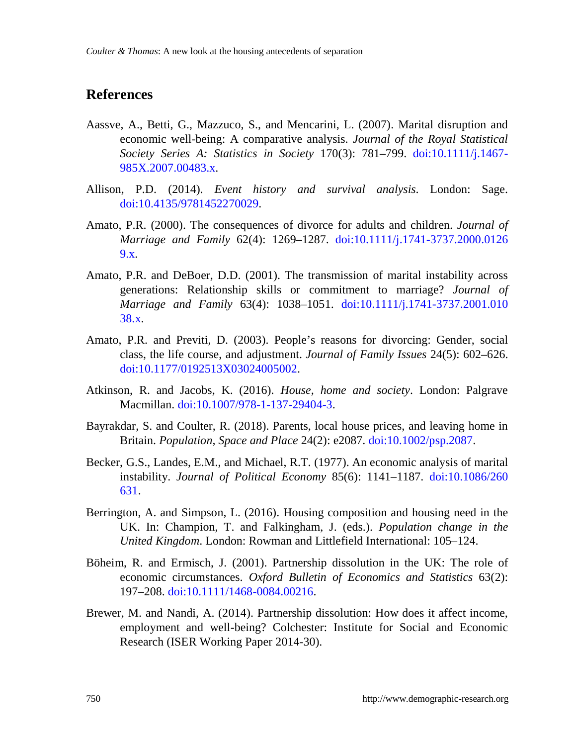## References

Aassve, A., Betti, G., Mazzuco, S., and Mencarini, L. (2007). Marital disruption and economic well-being: A comparative analysis. *Journal of the Royal Statistical Society Series A: Statistics in Society* 170(3): 781–799. doi:10.1111/j.1467-985X.2007.00483.x.

Allison, P.D. (2014). *Event history and survival analysis*. London: Sage. doi:10.4135/9781452270029.

Amato, P.R. (2000). The consequences of divorce for adults and children. *Journal of Marriage and Family* 62(4): 1269–1287. doi:10.1111/j.1741-3737.2000.01269.x.

Amato, P.R. and DeBoer, D.D. (2001). The transmission of marital instability across generations: Relationship skills or commitment to marriage? *Journal of Marriage and Family* 63(4): 1038–1051. doi:10.1111/j.1741-3737.2001.01038.x.

Amato, P.R. and Previti, D. (2003). People's reasons for divorcing: Gender, social class, the life course, and adjustment. *Journal of Family Issues* 24(5): 602–626. doi:10.1177/0192513X03024005002.

Atkinson, R. and Jacobs, K. (2016). *House, home and society*. London: Palgrave Macmillan. doi:10.1007/978-1-137-29404-3.

Bayrakdar, S. and Coulter, R. (2018). Parents, local house prices, and leaving home in Britain. *Population, Space and Place* 24(2): e2087. doi:10.1002/psp.2087.

Becker, G.S., Landes, E.M., and Michael, R.T. (1977). An economic analysis of marital instability. *Journal of Political Economy* 85(6): 1141–1187. doi:10.1086/260631.

Berrington, A. and Simpson, L. (2016). Housing composition and housing need in the UK. In: Champion, T. and Falkingham, J. (eds.). *Population change in the United Kingdom*. London: Rowman and Littlefield International: 105–124.

Böheim, R. and Ermisch, J. (2001). Partnership dissolution in the UK: The role of economic circumstances. *Oxford Bulletin of Economics and Statistics* 63(2): 197–208. doi:10.1111/1468-0084.00216.

Brewer, M. and Nandi, A. (2014). Partnership dissolution: How does it affect income, employment and well-being? Colchester: Institute for Social and Economic Research (ISER Working Paper 2014-30).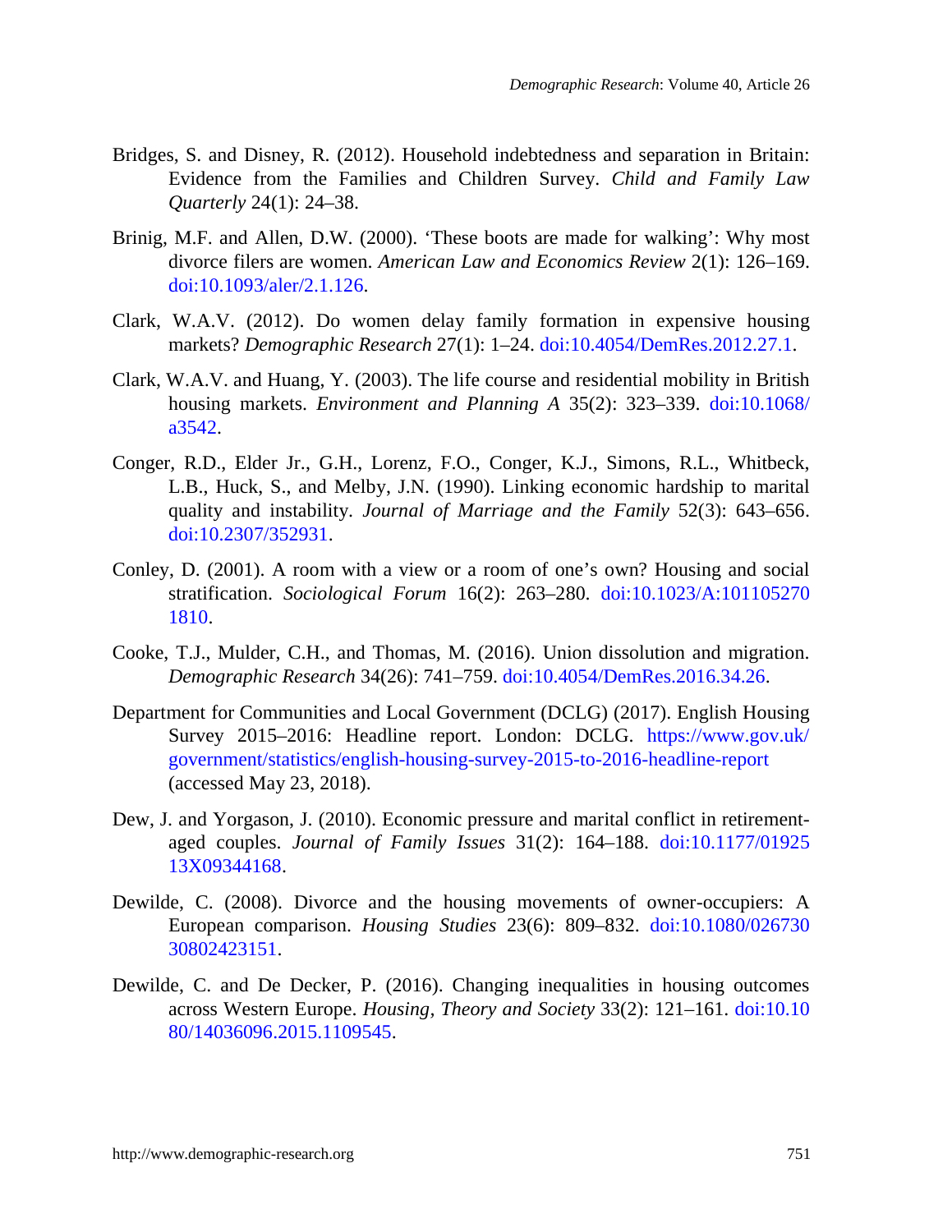Bridges, S. and Disney, R. (2012). Household indebtedness and separation in Britain: Evidence from the Families and Children Survey. *Child and Family Law Quarterly* 24(1): 24–38.

Brinig, M.F. and Allen, D.W. (2000). 'These boots are made for walking': Why most divorce filers are women. *American Law and Economics Review* 2(1): 126–169. doi:10.1093/aler/2.1.126.

Clark, W.A.V. (2012). Do women delay family formation in expensive housing markets? *Demographic Research* 27(1): 1–24. doi:10.4054/DemRes.2012.27.1.

Clark, W.A.V. and Huang, Y. (2003). The life course and residential mobility in British housing markets. *Environment and Planning A* 35(2): 323–339. doi:10.1068/a3542.

Conger, R.D., Elder Jr., G.H., Lorenz, F.O., Conger, K.J., Simons, R.L., Whitbeck, L.B., Huck, S., and Melby, J.N. (1990). Linking economic hardship to marital quality and instability. *Journal of Marriage and the Family* 52(3): 643–656. doi:10.2307/352931.

Conley, D. (2001). A room with a view or a room of one's own? Housing and social stratification. *Sociological Forum* 16(2): 263–280. doi:10.1023/A:1011052701810.

Cooke, T.J., Mulder, C.H., and Thomas, M. (2016). Union dissolution and migration. *Demographic Research* 34(26): 741–759. doi:10.4054/DemRes.2016.34.26.

Department for Communities and Local Government (DCLG) (2017). English Housing Survey 2015–2016: Headline report. London: DCLG. https://www.gov.uk/government/statistics/english-housing-survey-2015-to-2016-headline-report (accessed May 23, 2018).

Dew, J. and Yorgason, J. (2010). Economic pressure and marital conflict in retirement-aged couples. *Journal of Family Issues* 31(2): 164–188. doi:10.1177/0192513X09344168.

Dewilde, C. (2008). Divorce and the housing movements of owner-occupiers: A European comparison. *Housing Studies* 23(6): 809–832. doi:10.1080/02673030802423151.

Dewilde, C. and De Decker, P. (2016). Changing inequalities in housing outcomes across Western Europe. *Housing, Theory and Society* 33(2): 121–161. doi:10.1080/14036096.2015.1109545.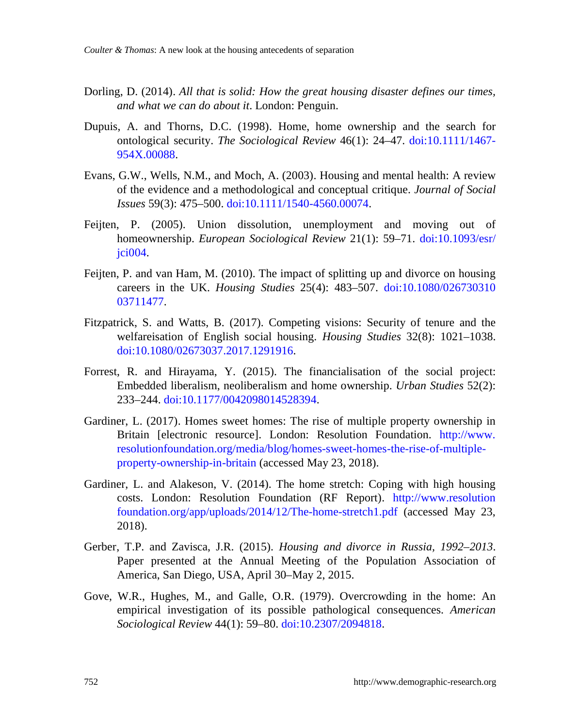Dorling, D. (2014). *All that is solid: How the great housing disaster defines our times, and what we can do about it*. London: Penguin.

Dupuis, A. and Thorns, D.C. (1998). Home, home ownership and the search for ontological security. *The Sociological Review* 46(1): 24–47. doi:10.1111/1467-954X.00088.

Evans, G.W., Wells, N.M., and Moch, A. (2003). Housing and mental health: A review of the evidence and a methodological and conceptual critique. *Journal of Social Issues* 59(3): 475–500. doi:10.1111/1540-4560.00074.

Feijten, P. (2005). Union dissolution, unemployment and moving out of homeownership. *European Sociological Review* 21(1): 59–71. doi:10.1093/esr/jci004.

Feijten, P. and van Ham, M. (2010). The impact of splitting up and divorce on housing careers in the UK. *Housing Studies* 25(4): 483–507. doi:10.1080/02673031003711477.

Fitzpatrick, S. and Watts, B. (2017). Competing visions: Security of tenure and the welfareisation of English social housing. *Housing Studies* 32(8): 1021–1038. doi:10.1080/02673037.2017.1291916.

Forrest, R. and Hirayama, Y. (2015). The financialisation of the social project: Embedded liberalism, neoliberalism and home ownership. *Urban Studies* 52(2): 233–244. doi:10.1177/0042098014528394.

Gardiner, L. (2017). Homes sweet homes: The rise of multiple property ownership in Britain [electronic resource]. London: Resolution Foundation. http://www.resolutionfoundation.org/media/blog/homes-sweet-homes-the-rise-of-multiple-property-ownership-in-britain (accessed May 23, 2018).

Gardiner, L. and Alakeson, V. (2014). The home stretch: Coping with high housing costs. London: Resolution Foundation (RF Report). http://www.resolutionfoundation.org/app/uploads/2014/12/The-home-stretch1.pdf (accessed May 23, 2018).

Gerber, T.P. and Zavisca, J.R. (2015). *Housing and divorce in Russia, 1992–2013*. Paper presented at the Annual Meeting of the Population Association of America, San Diego, USA, April 30–May 2, 2015.

Gove, W.R., Hughes, M., and Galle, O.R. (1979). Overcrowding in the home: An empirical investigation of its possible pathological consequences. *American Sociological Review* 44(1): 59–80. doi:10.2307/2094818.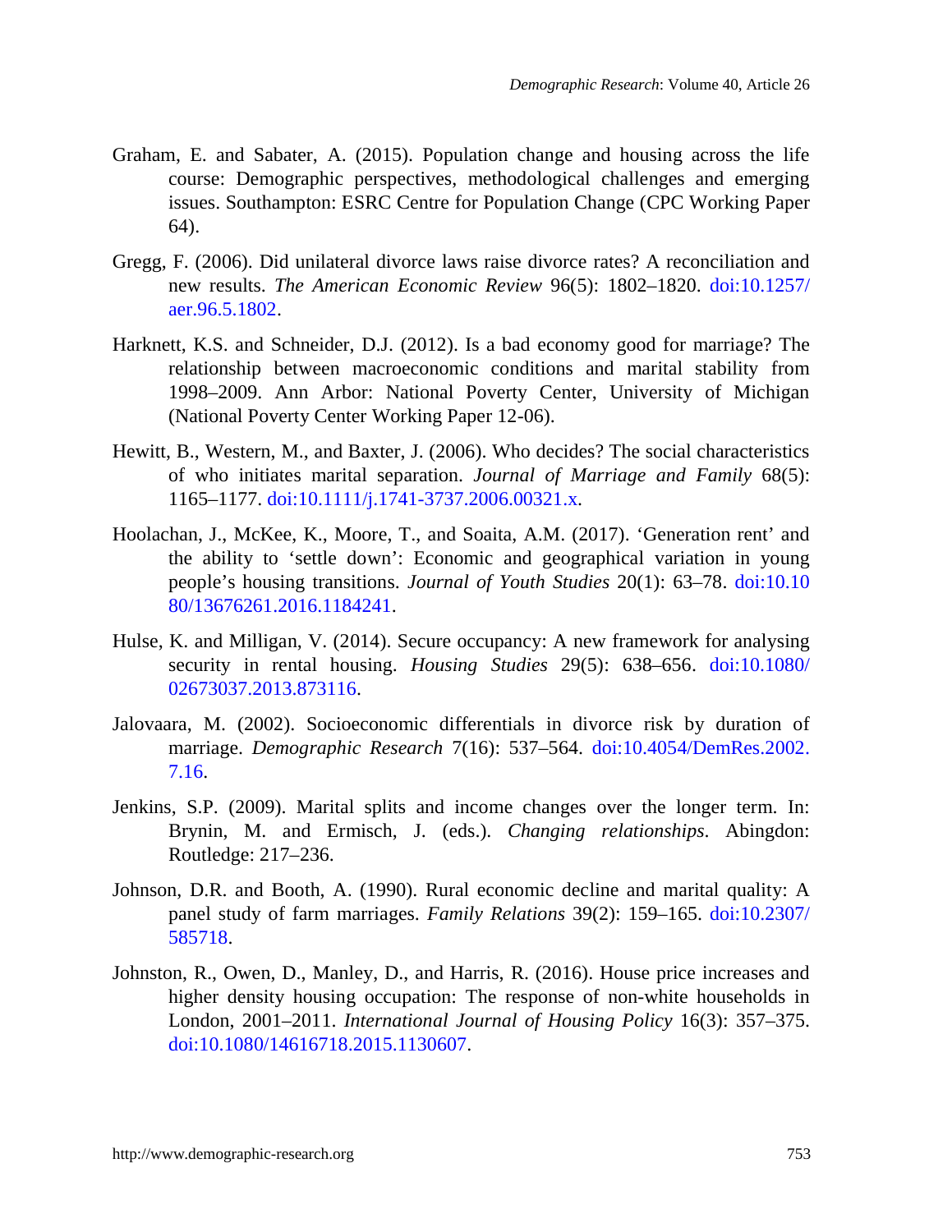Graham, E. and Sabater, A. (2015). Population change and housing across the life course: Demographic perspectives, methodological challenges and emerging issues. Southampton: ESRC Centre for Population Change (CPC Working Paper 64).

Gregg, F. (2006). Did unilateral divorce laws raise divorce rates? A reconciliation and new results. *The American Economic Review* 96(5): 1802–1820. doi:10.1257/aer.96.5.1802.

Harknett, K.S. and Schneider, D.J. (2012). Is a bad economy good for marriage? The relationship between macroeconomic conditions and marital stability from 1998–2009. Ann Arbor: National Poverty Center, University of Michigan (National Poverty Center Working Paper 12-06).

Hewitt, B., Western, M., and Baxter, J. (2006). Who decides? The social characteristics of who initiates marital separation. *Journal of Marriage and Family* 68(5): 1165–1177. doi:10.1111/j.1741-3737.2006.00321.x.

Hoolachan, J., McKee, K., Moore, T., and Soaita, A.M. (2017). 'Generation rent' and the ability to 'settle down': Economic and geographical variation in young people's housing transitions. *Journal of Youth Studies* 20(1): 63–78. doi:10.1080/13676261.2016.1184241.

Hulse, K. and Milligan, V. (2014). Secure occupancy: A new framework for analysing security in rental housing. *Housing Studies* 29(5): 638–656. doi:10.1080/02673037.2013.873116.

Jalovaara, M. (2002). Socioeconomic differentials in divorce risk by duration of marriage. *Demographic Research* 7(16): 537–564. doi:10.4054/DemRes.2002.7.16.

Jenkins, S.P. (2009). Marital splits and income changes over the longer term. In: Brynin, M. and Ermisch, J. (eds.). *Changing relationships*. Abingdon: Routledge: 217–236.

Johnson, D.R. and Booth, A. (1990). Rural economic decline and marital quality: A panel study of farm marriages. *Family Relations* 39(2): 159–165. doi:10.2307/585718.

Johnston, R., Owen, D., Manley, D., and Harris, R. (2016). House price increases and higher density housing occupation: The response of non-white households in London, 2001–2011. *International Journal of Housing Policy* 16(3): 357–375. doi:10.1080/14616718.2015.1130607.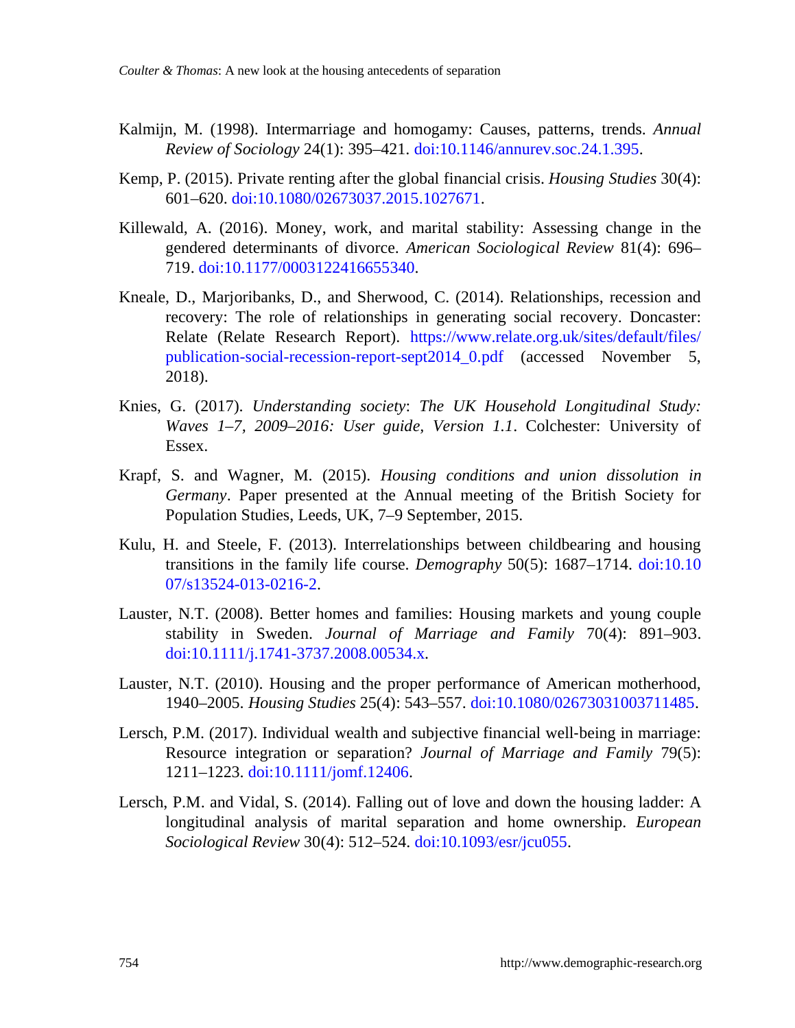Kalmijn, M. (1998). Intermarriage and homogamy: Causes, patterns, trends. *Annual Review of Sociology* 24(1): 395–421. doi:10.1146/annurev.soc.24.1.395.

Kemp, P. (2015). Private renting after the global financial crisis. *Housing Studies* 30(4): 601–620. doi:10.1080/02673037.2015.1027671.

Killewald, A. (2016). Money, work, and marital stability: Assessing change in the gendered determinants of divorce. *American Sociological Review* 81(4): 696–719. doi:10.1177/0003122416655340.

Kneale, D., Marjoribanks, D., and Sherwood, C. (2014). Relationships, recession and recovery: The role of relationships in generating social recovery. Doncaster: Relate (Relate Research Report). https://www.relate.org.uk/sites/default/files/publication-social-recession-report-sept2014_0.pdf (accessed November 5, 2018).

Knies, G. (2017). *Understanding society*: *The UK Household Longitudinal Study: Waves 1–7, 2009–2016: User guide, Version 1.1*. Colchester: University of Essex.

Krapf, S. and Wagner, M. (2015). *Housing conditions and union dissolution in Germany*. Paper presented at the Annual meeting of the British Society for Population Studies, Leeds, UK, 7–9 September, 2015.

Kulu, H. and Steele, F. (2013). Interrelationships between childbearing and housing transitions in the family life course. *Demography* 50(5): 1687–1714. doi:10.1007/s13524-013-0216-2.

Lauster, N.T. (2008). Better homes and families: Housing markets and young couple stability in Sweden. *Journal of Marriage and Family* 70(4): 891–903. doi:10.1111/j.1741-3737.2008.00534.x.

Lauster, N.T. (2010). Housing and the proper performance of American motherhood, 1940–2005. *Housing Studies* 25(4): 543–557. doi:10.1080/02673031003711485.

Lersch, P.M. (2017). Individual wealth and subjective financial well-being in marriage: Resource integration or separation? *Journal of Marriage and Family* 79(5): 1211–1223. doi:10.1111/jomf.12406.

Lersch, P.M. and Vidal, S. (2014). Falling out of love and down the housing ladder: A longitudinal analysis of marital separation and home ownership. *European Sociological Review* 30(4): 512–524. doi:10.1093/esr/jcu055.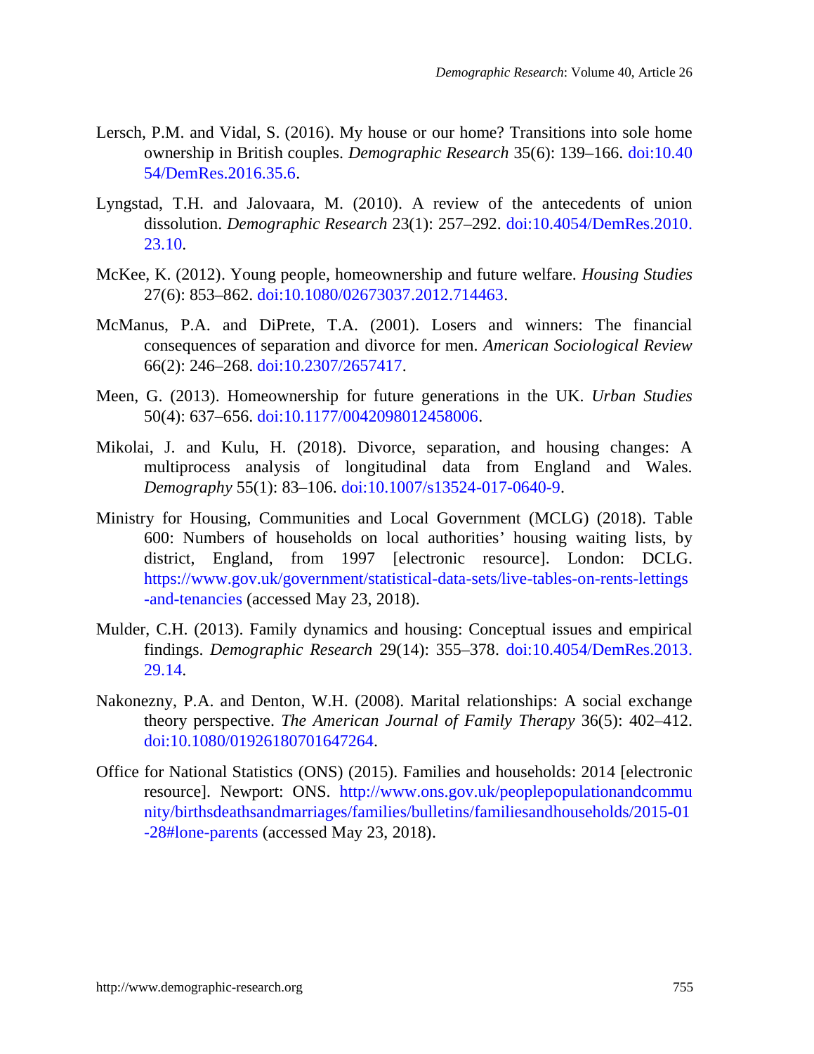Lersch, P.M. and Vidal, S. (2016). My house or our home? Transitions into sole home ownership in British couples. *Demographic Research* 35(6): 139–166. doi:10.4054/DemRes.2016.35.6.

Lyngstad, T.H. and Jalovaara, M. (2010). A review of the antecedents of union dissolution. *Demographic Research* 23(1): 257–292. doi:10.4054/DemRes.2010.23.10.

McKee, K. (2012). Young people, homeownership and future welfare. *Housing Studies* 27(6): 853–862. doi:10.1080/02673037.2012.714463.

McManus, P.A. and DiPrete, T.A. (2001). Losers and winners: The financial consequences of separation and divorce for men. *American Sociological Review* 66(2): 246–268. doi:10.2307/2657417.

Meen, G. (2013). Homeownership for future generations in the UK. *Urban Studies* 50(4): 637–656. doi:10.1177/0042098012458006.

Mikolai, J. and Kulu, H. (2018). Divorce, separation, and housing changes: A multiprocess analysis of longitudinal data from England and Wales. *Demography* 55(1): 83–106. doi:10.1007/s13524-017-0640-9.

Ministry for Housing, Communities and Local Government (MCLG) (2018). Table 600: Numbers of households on local authorities' housing waiting lists, by district, England, from 1997 [electronic resource]. London: DCLG. https://www.gov.uk/government/statistical-data-sets/live-tables-on-rents-lettings-and-tenancies (accessed May 23, 2018).

Mulder, C.H. (2013). Family dynamics and housing: Conceptual issues and empirical findings. *Demographic Research* 29(14): 355–378. doi:10.4054/DemRes.2013.29.14.

Nakonezny, P.A. and Denton, W.H. (2008). Marital relationships: A social exchange theory perspective. *The American Journal of Family Therapy* 36(5): 402–412. doi:10.1080/01926180701647264.

Office for National Statistics (ONS) (2015). Families and households: 2014 [electronic resource]. Newport: ONS. http://www.ons.gov.uk/peoplepopulationandcommunity/birthsdeathsandmarriages/families/bulletins/familiesandhouseholds/2015-01-28#lone-parents (accessed May 23, 2018).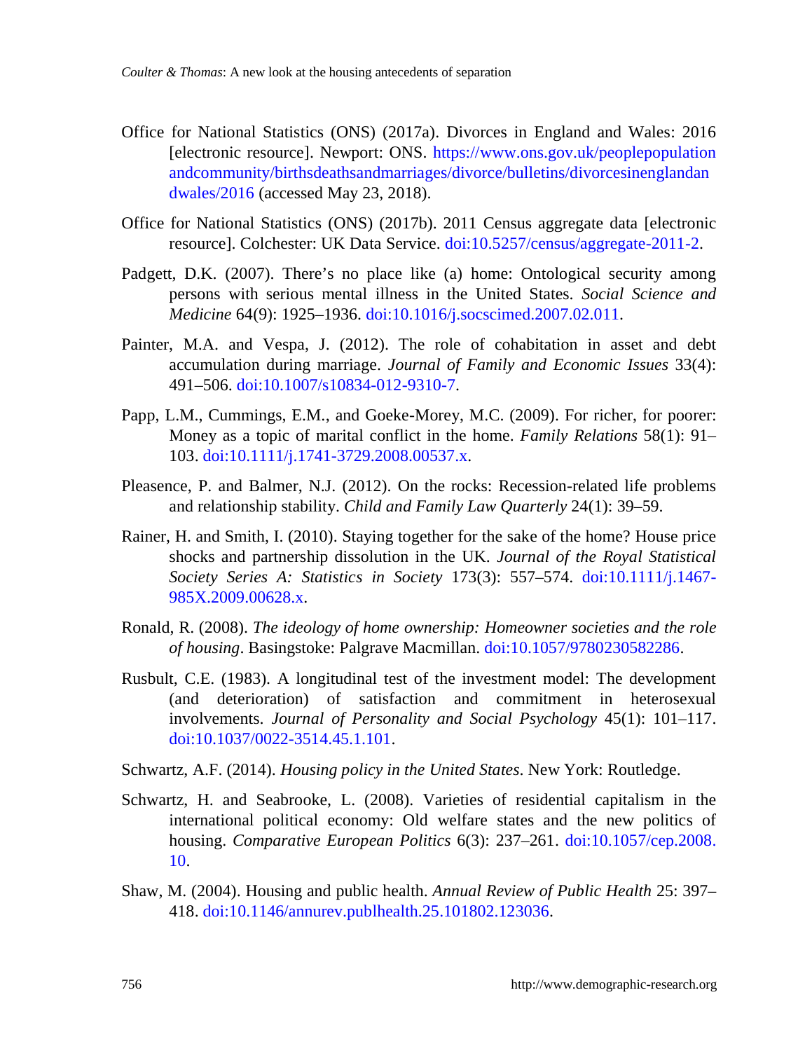Office for National Statistics (ONS) (2017a). Divorces in England and Wales: 2016 [electronic resource]. Newport: ONS. https://www.ons.gov.uk/peoplepopulationandcommunity/birthsdeathsandmarriages/divorce/bulletins/divorcesinenglandandwales/2016 (accessed May 23, 2018).

Office for National Statistics (ONS) (2017b). 2011 Census aggregate data [electronic resource]. Colchester: UK Data Service. doi:10.5257/census/aggregate-2011-2.

Padgett, D.K. (2007). There's no place like (a) home: Ontological security among persons with serious mental illness in the United States. *Social Science and Medicine* 64(9): 1925–1936. doi:10.1016/j.socscimed.2007.02.011.

Painter, M.A. and Vespa, J. (2012). The role of cohabitation in asset and debt accumulation during marriage. *Journal of Family and Economic Issues* 33(4): 491–506. doi:10.1007/s10834-012-9310-7.

Papp, L.M., Cummings, E.M., and Goeke-Morey, M.C. (2009). For richer, for poorer: Money as a topic of marital conflict in the home. *Family Relations* 58(1): 91–103. doi:10.1111/j.1741-3729.2008.00537.x.

Pleasence, P. and Balmer, N.J. (2012). On the rocks: Recession-related life problems and relationship stability. *Child and Family Law Quarterly* 24(1): 39–59.

Rainer, H. and Smith, I. (2010). Staying together for the sake of the home? House price shocks and partnership dissolution in the UK. *Journal of the Royal Statistical Society Series A: Statistics in Society* 173(3): 557–574. doi:10.1111/j.1467-985X.2009.00628.x.

Ronald, R. (2008). *The ideology of home ownership: Homeowner societies and the role of housing*. Basingstoke: Palgrave Macmillan. doi:10.1057/9780230582286.

Rusbult, C.E. (1983). A longitudinal test of the investment model: The development (and deterioration) of satisfaction and commitment in heterosexual involvements. *Journal of Personality and Social Psychology* 45(1): 101–117. doi:10.1037/0022-3514.45.1.101.

Schwartz, A.F. (2014). *Housing policy in the United States*. New York: Routledge.

Schwartz, H. and Seabrooke, L. (2008). Varieties of residential capitalism in the international political economy: Old welfare states and the new politics of housing. *Comparative European Politics* 6(3): 237–261. doi:10.1057/cep.2008.10.

Shaw, M. (2004). Housing and public health. *Annual Review of Public Health* 25: 397–418. doi:10.1146/annurev.publhealth.25.101802.123036.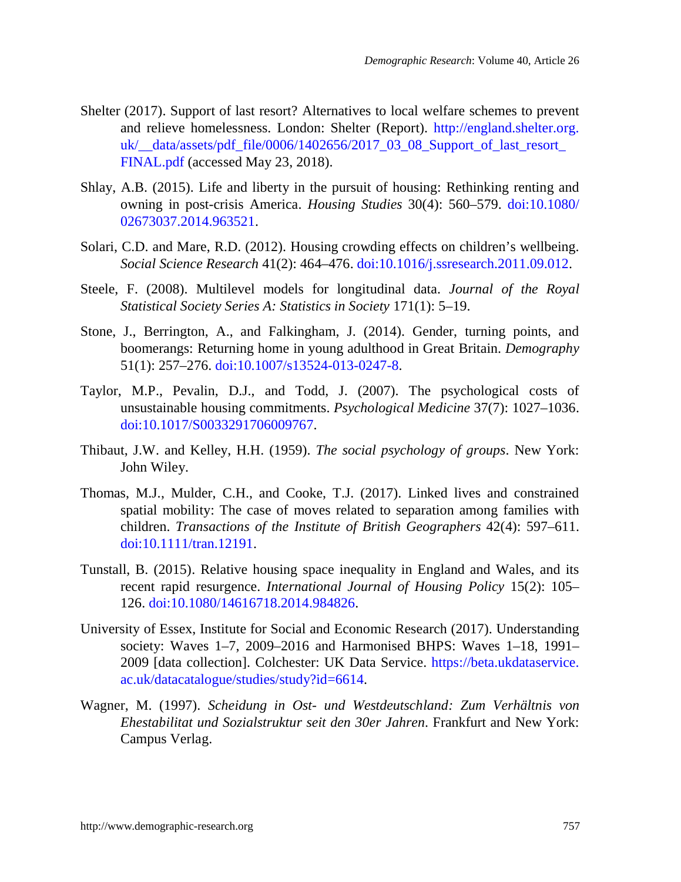Shelter (2017). Support of last resort? Alternatives to local welfare schemes to prevent and relieve homelessness. London: Shelter (Report). http://england.shelter.org.uk/__data/assets/pdf_file/0006/1402656/2017_03_08_Support_of_last_resort_FINAL.pdf (accessed May 23, 2018).

Shlay, A.B. (2015). Life and liberty in the pursuit of housing: Rethinking renting and owning in post-crisis America. *Housing Studies* 30(4): 560–579. doi:10.1080/02673037.2014.963521.

Solari, C.D. and Mare, R.D. (2012). Housing crowding effects on children's wellbeing. *Social Science Research* 41(2): 464–476. doi:10.1016/j.ssresearch.2011.09.012.

Steele, F. (2008). Multilevel models for longitudinal data. *Journal of the Royal Statistical Society Series A: Statistics in Society* 171(1): 5–19.

Stone, J., Berrington, A., and Falkingham, J. (2014). Gender, turning points, and boomerangs: Returning home in young adulthood in Great Britain. *Demography* 51(1): 257–276. doi:10.1007/s13524-013-0247-8.

Taylor, M.P., Pevalin, D.J., and Todd, J. (2007). The psychological costs of unsustainable housing commitments. *Psychological Medicine* 37(7): 1027–1036. doi:10.1017/S0033291706009767.

Thibaut, J.W. and Kelley, H.H. (1959). *The social psychology of groups*. New York: John Wiley.

Thomas, M.J., Mulder, C.H., and Cooke, T.J. (2017). Linked lives and constrained spatial mobility: The case of moves related to separation among families with children. *Transactions of the Institute of British Geographers* 42(4): 597–611. doi:10.1111/tran.12191.

Tunstall, B. (2015). Relative housing space inequality in England and Wales, and its recent rapid resurgence. *International Journal of Housing Policy* 15(2): 105–126. doi:10.1080/14616718.2014.984826.

University of Essex, Institute for Social and Economic Research (2017). Understanding society: Waves 1–7, 2009–2016 and Harmonised BHPS: Waves 1–18, 1991–2009 [data collection]. Colchester: UK Data Service. https://beta.ukdataservice.ac.uk/datacatalogue/studies/study?id=6614.

Wagner, M. (1997). *Scheidung in Ost- und Westdeutschland: Zum Verhältnis von Ehestabilitat und Sozialstruktur seit den 30er Jahren*. Frankfurt and New York: Campus Verlag.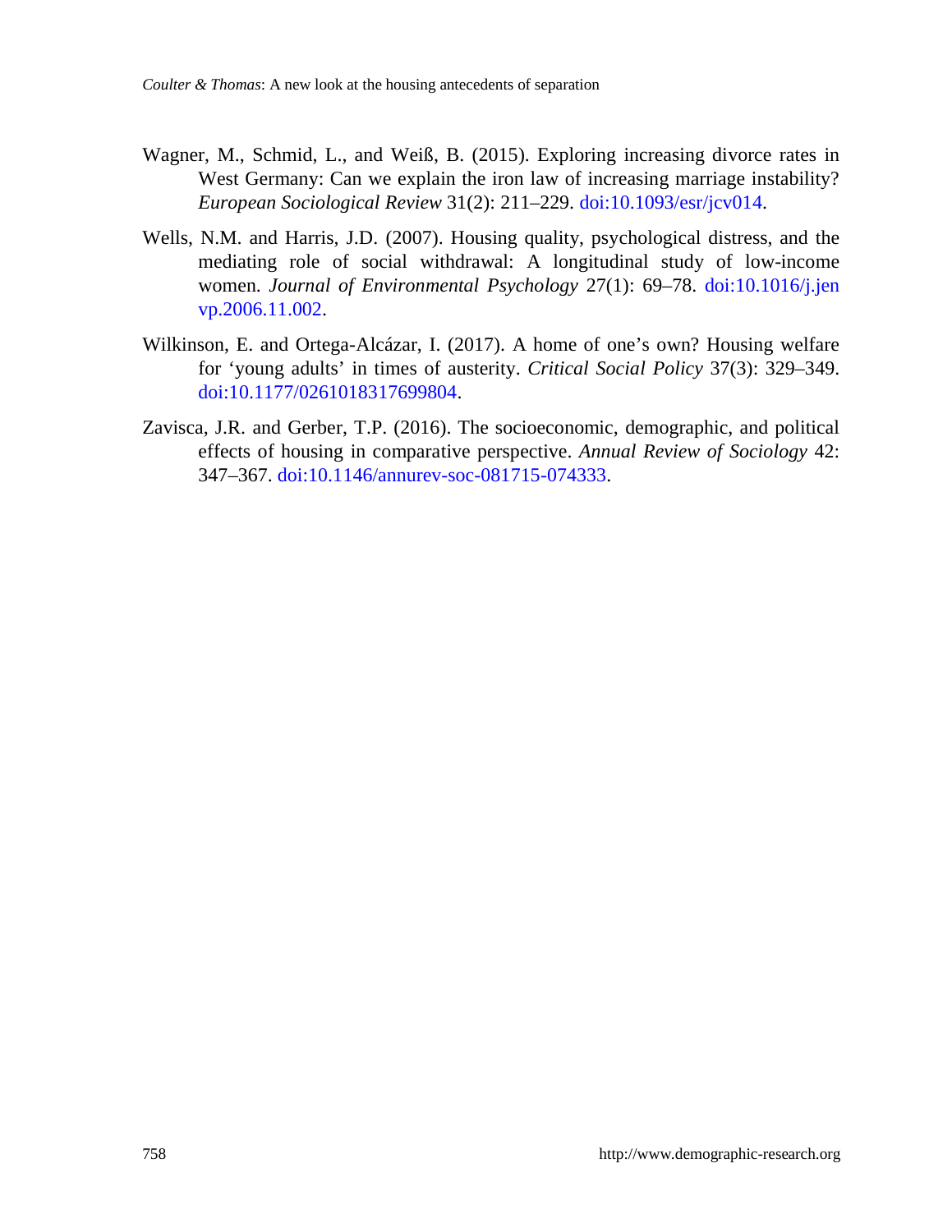Wagner, M., Schmid, L., and Weiß, B. (2015). Exploring increasing divorce rates in West Germany: Can we explain the iron law of increasing marriage instability? *European Sociological Review* 31(2): 211–229. doi:10.1093/esr/jcv014.

Wells, N.M. and Harris, J.D. (2007). Housing quality, psychological distress, and the mediating role of social withdrawal: A longitudinal study of low-income women. *Journal of Environmental Psychology* 27(1): 69–78. doi:10.1016/j.jenvp.2006.11.002.

Wilkinson, E. and Ortega-Alcázar, I. (2017). A home of one's own? Housing welfare for 'young adults' in times of austerity. *Critical Social Policy* 37(3): 329–349. doi:10.1177/0261018317699804.

Zavisca, J.R. and Gerber, T.P. (2016). The socioeconomic, demographic, and political effects of housing in comparative perspective. *Annual Review of Sociology* 42: 347–367. doi:10.1146/annurev-soc-081715-074333.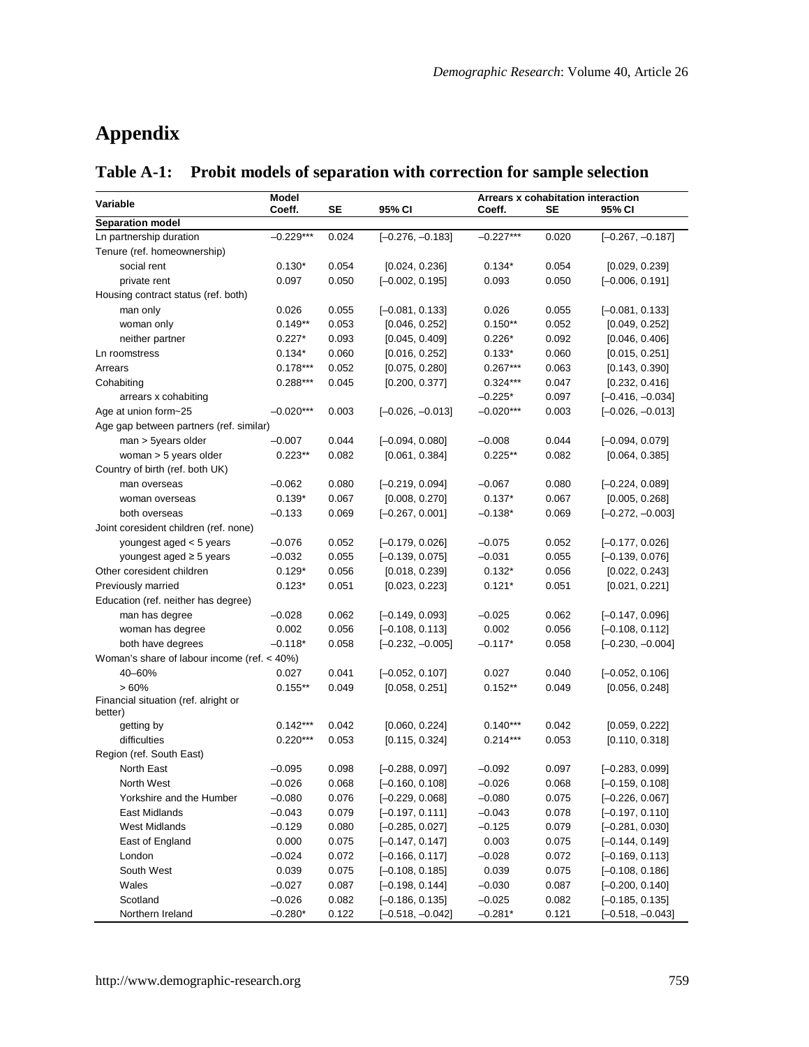# Appendix

## Table A-1: Probit models of separation with correction for sample selection

| Variable | Model Coeff. | SE | 95% CI | Arrears x cohabitation interaction Coeff. | SE | 95% CI |
|---|---|---|---|---|---|---|
| **Separation model** | | | | | | |
| Ln partnership duration | –0.229*** | 0.024 | [–0.276, –0.183] | –0.227*** | 0.020 | [–0.267, –0.187] |
| Tenure (ref. homeownership) | | | | | | |
| social rent | 0.130* | 0.054 | [0.024, 0.236] | 0.134* | 0.054 | [0.029, 0.239] |
| private rent | 0.097 | 0.050 | [–0.002, 0.195] | 0.093 | 0.050 | [–0.006, 0.191] |
| Housing contract status (ref. both) | | | | | | |
| man only | 0.026 | 0.055 | [–0.081, 0.133] | 0.026 | 0.055 | [–0.081, 0.133] |
| woman only | 0.149** | 0.053 | [0.046, 0.252] | 0.150** | 0.052 | [0.049, 0.252] |
| neither partner | 0.227* | 0.093 | [0.045, 0.409] | 0.226* | 0.092 | [0.046, 0.406] |
| Ln roomstress | 0.134* | 0.060 | [0.016, 0.252] | 0.133* | 0.060 | [0.015, 0.251] |
| Arrears | 0.178*** | 0.052 | [0.075, 0.280] | 0.267*** | 0.063 | [0.143, 0.390] |
| Cohabiting | 0.288*** | 0.045 | [0.200, 0.377] | 0.324*** | 0.047 | [0.232, 0.416] |
| arrears x cohabiting | | | | –0.225* | 0.097 | [–0.416, –0.034] |
| Age at union form~25 | –0.020*** | 0.003 | [–0.026, –0.013] | –0.020*** | 0.003 | [–0.026, –0.013] |
| Age gap between partners (ref. similar) | | | | | | |
| man > 5years older | –0.007 | 0.044 | [–0.094, 0.080] | –0.008 | 0.044 | [–0.094, 0.079] |
| woman > 5 years older | 0.223** | 0.082 | [0.061, 0.384] | 0.225** | 0.082 | [0.064, 0.385] |
| Country of birth (ref. both UK) | | | | | | |
| man overseas | –0.062 | 0.080 | [–0.219, 0.094] | –0.067 | 0.080 | [–0.224, 0.089] |
| woman overseas | 0.139* | 0.067 | [0.008, 0.270] | 0.137* | 0.067 | [0.005, 0.268] |
| both overseas | –0.133 | 0.069 | [–0.267, 0.001] | –0.138* | 0.069 | [–0.272, –0.003] |
| Joint coresident children (ref. none) | | | | | | |
| youngest aged < 5 years | –0.076 | 0.052 | [–0.179, 0.026] | –0.075 | 0.052 | [–0.177, 0.026] |
| youngest aged ≥ 5 years | –0.032 | 0.055 | [–0.139, 0.075] | –0.031 | 0.055 | [–0.139, 0.076] |
| Other coresident children | 0.129* | 0.056 | [0.018, 0.239] | 0.132* | 0.056 | [0.022, 0.243] |
| Previously married | 0.123* | 0.051 | [0.023, 0.223] | 0.121* | 0.051 | [0.021, 0.221] |
| Education (ref. neither has degree) | | | | | | |
| man has degree | –0.028 | 0.062 | [–0.149, 0.093] | –0.025 | 0.062 | [–0.147, 0.096] |
| woman has degree | 0.002 | 0.056 | [–0.108, 0.113] | 0.002 | 0.056 | [–0.108, 0.112] |
| both have degrees | –0.118* | 0.058 | [–0.232, –0.005] | –0.117* | 0.058 | [–0.230, –0.004] |
| Woman's share of labour income (ref. < 40%) | | | | | | |
| 40–60% | 0.027 | 0.041 | [–0.052, 0.107] | 0.027 | 0.040 | [–0.052, 0.106] |
| > 60% | 0.155** | 0.049 | [0.058, 0.251] | 0.152** | 0.049 | [0.056, 0.248] |
| Financial situation (ref. alright or better) | | | | | | |
| getting by | 0.142*** | 0.042 | [0.060, 0.224] | 0.140*** | 0.042 | [0.059, 0.222] |
| difficulties | 0.220*** | 0.053 | [0.115, 0.324] | 0.214*** | 0.053 | [0.110, 0.318] |
| Region (ref. South East) | | | | | | |
| North East | –0.095 | 0.098 | [–0.288, 0.097] | –0.092 | 0.097 | [–0.283, 0.099] |
| North West | –0.026 | 0.068 | [–0.160, 0.108] | –0.026 | 0.068 | [–0.159, 0.108] |
| Yorkshire and the Humber | –0.080 | 0.076 | [–0.229, 0.068] | –0.080 | 0.075 | [–0.226, 0.067] |
| East Midlands | –0.043 | 0.079 | [–0.197, 0.111] | –0.043 | 0.078 | [–0.197, 0.110] |
| West Midlands | –0.129 | 0.080 | [–0.285, 0.027] | –0.125 | 0.079 | [–0.281, 0.030] |
| East of England | 0.000 | 0.075 | [–0.147, 0.147] | 0.003 | 0.075 | [–0.144, 0.149] |
| London | –0.024 | 0.072 | [–0.166, 0.117] | –0.028 | 0.072 | [–0.169, 0.113] |
| South West | 0.039 | 0.075 | [–0.108, 0.185] | 0.039 | 0.075 | [–0.108, 0.186] |
| Wales | –0.027 | 0.087 | [–0.198, 0.144] | –0.030 | 0.087 | [–0.200, 0.140] |
| Scotland | –0.026 | 0.082 | [–0.186, 0.135] | –0.025 | 0.082 | [–0.185, 0.135] |
| Northern Ireland | –0.280* | 0.122 | [–0.518, –0.042] | –0.281* | 0.121 | [–0.518, –0.043] |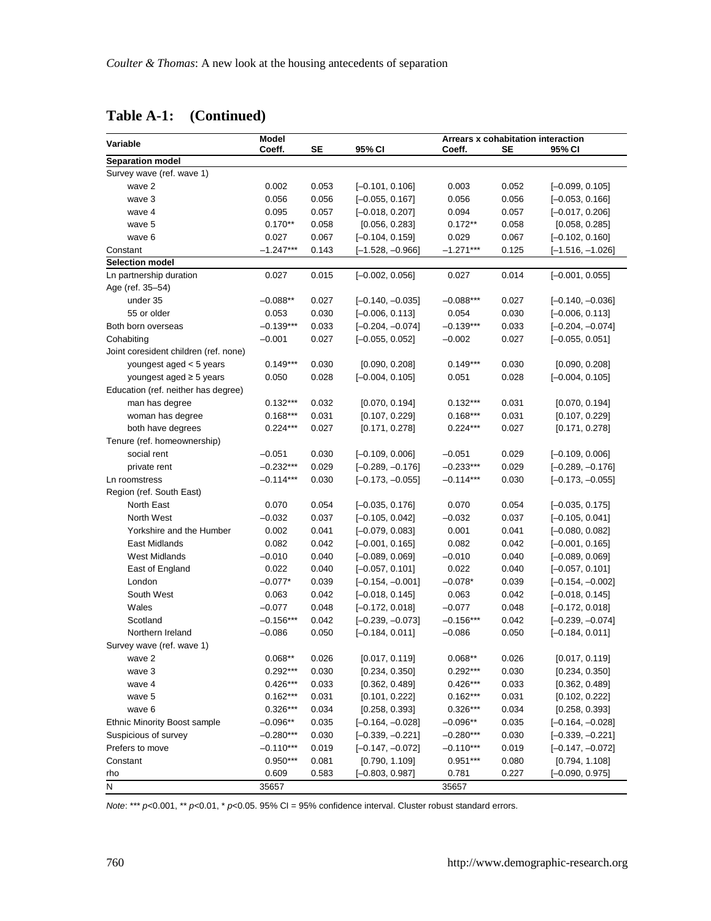## Table A-1: (Continued)

| Variable | Model | | | Arrears x cohabitation interaction | | |
|---|---|---|---|---|---|---|
| | Coeff. | SE | 95% CI | Coeff. | SE | 95% CI |
| **Separation model** | | | | | | |
| Survey wave (ref. wave 1) | | | | | | |
| wave 2 | 0.002 | 0.053 | [–0.101, 0.106] | 0.003 | 0.052 | [–0.099, 0.105] |
| wave 3 | 0.056 | 0.056 | [–0.055, 0.167] | 0.056 | 0.056 | [–0.053, 0.166] |
| wave 4 | 0.095 | 0.057 | [–0.018, 0.207] | 0.094 | 0.057 | [–0.017, 0.206] |
| wave 5 | 0.170** | 0.058 | [0.056, 0.283] | 0.172** | 0.058 | [0.058, 0.285] |
| wave 6 | 0.027 | 0.067 | [–0.104, 0.159] | 0.029 | 0.067 | [–0.102, 0.160] |
| Constant | –1.247*** | 0.143 | [–1.528, –0.966] | –1.271*** | 0.125 | [–1.516, –1.026] |
| **Selection model** | | | | | | |
| Ln partnership duration | 0.027 | 0.015 | [–0.002, 0.056] | 0.027 | 0.014 | [–0.001, 0.055] |
| Age (ref. 35–54) | | | | | | |
| under 35 | –0.088** | 0.027 | [–0.140, –0.035] | –0.088*** | 0.027 | [–0.140, –0.036] |
| 55 or older | 0.053 | 0.030 | [–0.006, 0.113] | 0.054 | 0.030 | [–0.006, 0.113] |
| Both born overseas | –0.139*** | 0.033 | [–0.204, –0.074] | –0.139*** | 0.033 | [–0.204, –0.074] |
| Cohabiting | –0.001 | 0.027 | [–0.055, 0.052] | –0.002 | 0.027 | [–0.055, 0.051] |
| Joint coresident children (ref. none) | | | | | | |
| youngest aged < 5 years | 0.149*** | 0.030 | [0.090, 0.208] | 0.149*** | 0.030 | [0.090, 0.208] |
| youngest aged ≥ 5 years | 0.050 | 0.028 | [–0.004, 0.105] | 0.051 | 0.028 | [–0.004, 0.105] |
| Education (ref. neither has degree) | | | | | | |
| man has degree | 0.132*** | 0.032 | [0.070, 0.194] | 0.132*** | 0.031 | [0.070, 0.194] |
| woman has degree | 0.168*** | 0.031 | [0.107, 0.229] | 0.168*** | 0.031 | [0.107, 0.229] |
| both have degrees | 0.224*** | 0.027 | [0.171, 0.278] | 0.224*** | 0.027 | [0.171, 0.278] |
| Tenure (ref. homeownership) | | | | | | |
| social rent | –0.051 | 0.030 | [–0.109, 0.006] | –0.051 | 0.029 | [–0.109, 0.006] |
| private rent | –0.232*** | 0.029 | [–0.289, –0.176] | –0.233*** | 0.029 | [–0.289, –0.176] |
| Ln roomstress | –0.114*** | 0.030 | [–0.173, –0.055] | –0.114*** | 0.030 | [–0.173, –0.055] |
| Region (ref. South East) | | | | | | |
| North East | 0.070 | 0.054 | [–0.035, 0.176] | 0.070 | 0.054 | [–0.035, 0.175] |
| North West | –0.032 | 0.037 | [–0.105, 0.042] | –0.032 | 0.037 | [–0.105, 0.041] |
| Yorkshire and the Humber | 0.002 | 0.041 | [–0.079, 0.083] | 0.001 | 0.041 | [–0.080, 0.082] |
| East Midlands | 0.082 | 0.042 | [–0.001, 0.165] | 0.082 | 0.042 | [–0.001, 0.165] |
| West Midlands | –0.010 | 0.040 | [–0.089, 0.069] | –0.010 | 0.040 | [–0.089, 0.069] |
| East of England | 0.022 | 0.040 | [–0.057, 0.101] | 0.022 | 0.040 | [–0.057, 0.101] |
| London | –0.077* | 0.039 | [–0.154, –0.001] | –0.078* | 0.039 | [–0.154, –0.002] |
| South West | 0.063 | 0.042 | [–0.018, 0.145] | 0.063 | 0.042 | [–0.018, 0.145] |
| Wales | –0.077 | 0.048 | [–0.172, 0.018] | –0.077 | 0.048 | [–0.172, 0.018] |
| Scotland | –0.156*** | 0.042 | [–0.239, –0.073] | –0.156*** | 0.042 | [–0.239, –0.074] |
| Northern Ireland | –0.086 | 0.050 | [–0.184, 0.011] | –0.086 | 0.050 | [–0.184, 0.011] |
| Survey wave (ref. wave 1) | | | | | | |
| wave 2 | 0.068** | 0.026 | [0.017, 0.119] | 0.068** | 0.026 | [0.017, 0.119] |
| wave 3 | 0.292*** | 0.030 | [0.234, 0.350] | 0.292*** | 0.030 | [0.234, 0.350] |
| wave 4 | 0.426*** | 0.033 | [0.362, 0.489] | 0.426*** | 0.033 | [0.362, 0.489] |
| wave 5 | 0.162*** | 0.031 | [0.101, 0.222] | 0.162*** | 0.031 | [0.102, 0.222] |
| wave 6 | 0.326*** | 0.034 | [0.258, 0.393] | 0.326*** | 0.034 | [0.258, 0.393] |
| Ethnic Minority Boost sample | –0.096** | 0.035 | [–0.164, –0.028] | –0.096** | 0.035 | [–0.164, –0.028] |
| Suspicious of survey | –0.280*** | 0.030 | [–0.339, –0.221] | –0.280*** | 0.030 | [–0.339, –0.221] |
| Prefers to move | –0.110*** | 0.019 | [–0.147, –0.072] | –0.110*** | 0.019 | [–0.147, –0.072] |
| Constant | 0.950*** | 0.081 | [0.790, 1.109] | 0.951*** | 0.080 | [0.794, 1.108] |
| rho | 0.609 | 0.583 | [–0.803, 0.987] | 0.781 | 0.227 | [–0.090, 0.975] |
| N | 35657 | | | 35657 | | |

*Note*: *** $p$<0.001, ** $p$<0.01, * $p$<0.05. 95% CI = 95% confidence interval. Cluster robust standard errors.